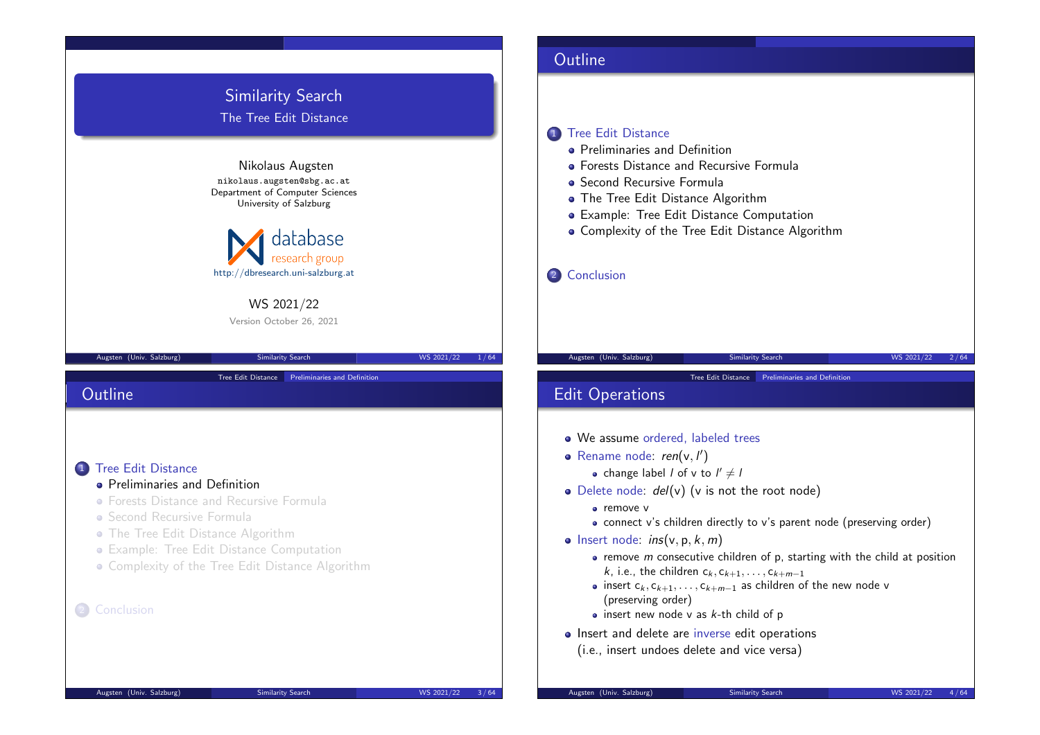# Similarity Search

## The Tree Edit Distance

Nikolaus Augsten

nikolaus.augsten@sbg.ac.at

Department of Computer Sciences

University of Salzburg

database research group

http://dbresearch.uni-salzburg.at

WS 2021/22

Version October 26, 2021

## Outline

1. Tree Edit Distance
   - Preliminaries and Definition
   - Forests Distance and Recursive Formula
   - Second Recursive Formula
   - The Tree Edit Distance Algorithm
   - Example: Tree Edit Distance Computation
   - Complexity of the Tree Edit Distance Algorithm
2. Conclusion

## Outline

1. Tree Edit Distance
   - Preliminaries and Definition
   - Forests Distance and Recursive Formula
   - Second Recursive Formula
   - The Tree Edit Distance Algorithm
   - Example: Tree Edit Distance Computation
   - Complexity of the Tree Edit Distance Algorithm
2. Conclusion

## Edit Operations

- We assume ordered, labeled trees
- Rename node: $ren(\text{v}, l')$
  - change label $l$ of v to $l' \neq l$
- Delete node: $del(\text{v})$ (v is not the root node)
  - remove v
  - connect v's children directly to v's parent node (preserving order)
- Insert node: $ins(\text{v}, \text{p}, k, m)$
  - remove $m$ consecutive children of p, starting with the child at position $k$, i.e., the children $\text{c}_k, \text{c}_{k+1}, \ldots, \text{c}_{k+m-1}$
  - insert $\text{c}_k, \text{c}_{k+1}, \ldots, \text{c}_{k+m-1}$ as children of the new node v (preserving order)
  - insert new node v as $k$-th child of p
- Insert and delete are inverse edit operations (i.e., insert undoes delete and vice versa)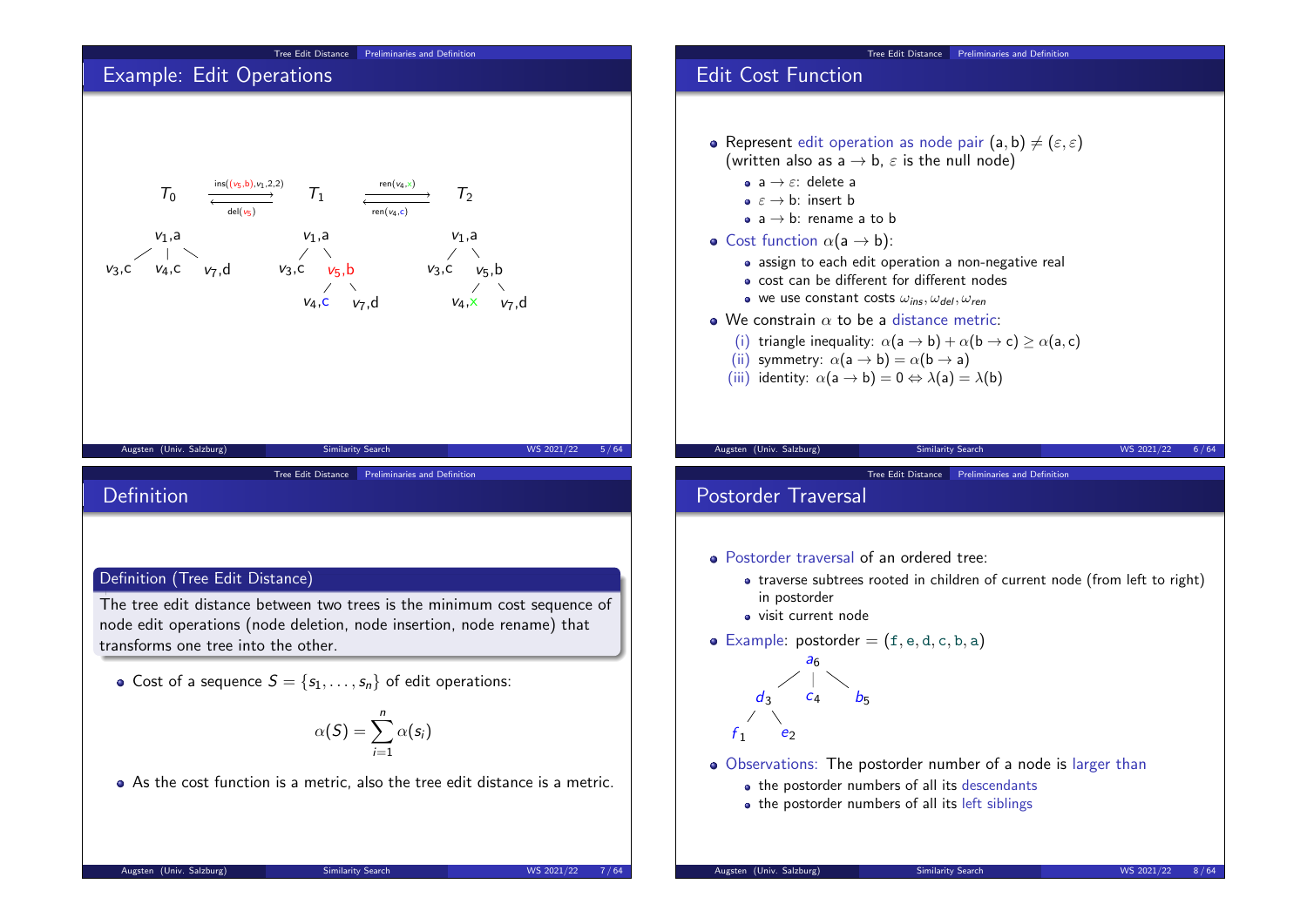## Example: Edit Operations

$T_0$ $\xrightarrow{\text{ins}((v_5,b),v_1,2,2)}$ $T_1$ $\xrightarrow{\text{ren}(v_4,x)}$ $T_2$

$\xleftarrow{\text{del}(v_5)}$ $\xleftarrow{\text{ren}(v_4,c)}$

$T_0$: $v_1$,a with children $v_3$,c; $v_4$,c; $v_7$,d

$T_1$: $v_1$,a with children $v_3$,c; $v_5$,b; $v_5$,b has children $v_4$,c; $v_7$,d

$T_2$: $v_1$,a with children $v_3$,c; $v_5$,b; $v_5$,b has children $v_4$,x; $v_7$,d

## Edit Cost Function

- Represent edit operation as node pair $(a, b) \neq (\varepsilon, \varepsilon)$ (written also as $a \to b$, $\varepsilon$ is the null node)
  - $a \to \varepsilon$: delete a
  - $\varepsilon \to b$: insert b
  - $a \to b$: rename a to b
- Cost function $\alpha(a \to b)$:
  - assign to each edit operation a non-negative real
  - cost can be different for different nodes
  - we use constant costs $\omega_{ins}, \omega_{del}, \omega_{ren}$
- We constrain $\alpha$ to be a distance metric:
  - (i) triangle inequality: $\alpha(a \to b) + \alpha(b \to c) \geq \alpha(a, c)$
  - (ii) symmetry: $\alpha(a \to b) = \alpha(b \to a)$
  - (iii) identity: $\alpha(a \to b) = 0 \Leftrightarrow \lambda(a) = \lambda(b)$

## Definition

**Definition (Tree Edit Distance)**

The tree edit distance between two trees is the minimum cost sequence of node edit operations (node deletion, node insertion, node rename) that transforms one tree into the other.

- Cost of a sequence $S = \{s_1, \dots, s_n\}$ of edit operations:

$$\alpha(S) = \sum_{i=1}^{n} \alpha(s_i)$$

- As the cost function is a metric, also the tree edit distance is a metric.

## Postorder Traversal

- Postorder traversal of an ordered tree:
  - traverse subtrees rooted in children of current node (from left to right) in postorder
  - visit current node
- Example: postorder = (f, e, d, c, b, a)

  $a_6$ with children $d_3$, $c_4$, $b_5$; $d_3$ has children $f_1$, $e_2$

- Observations: The postorder number of a node is larger than
  - the postorder numbers of all its descendants
  - the postorder numbers of all its left siblings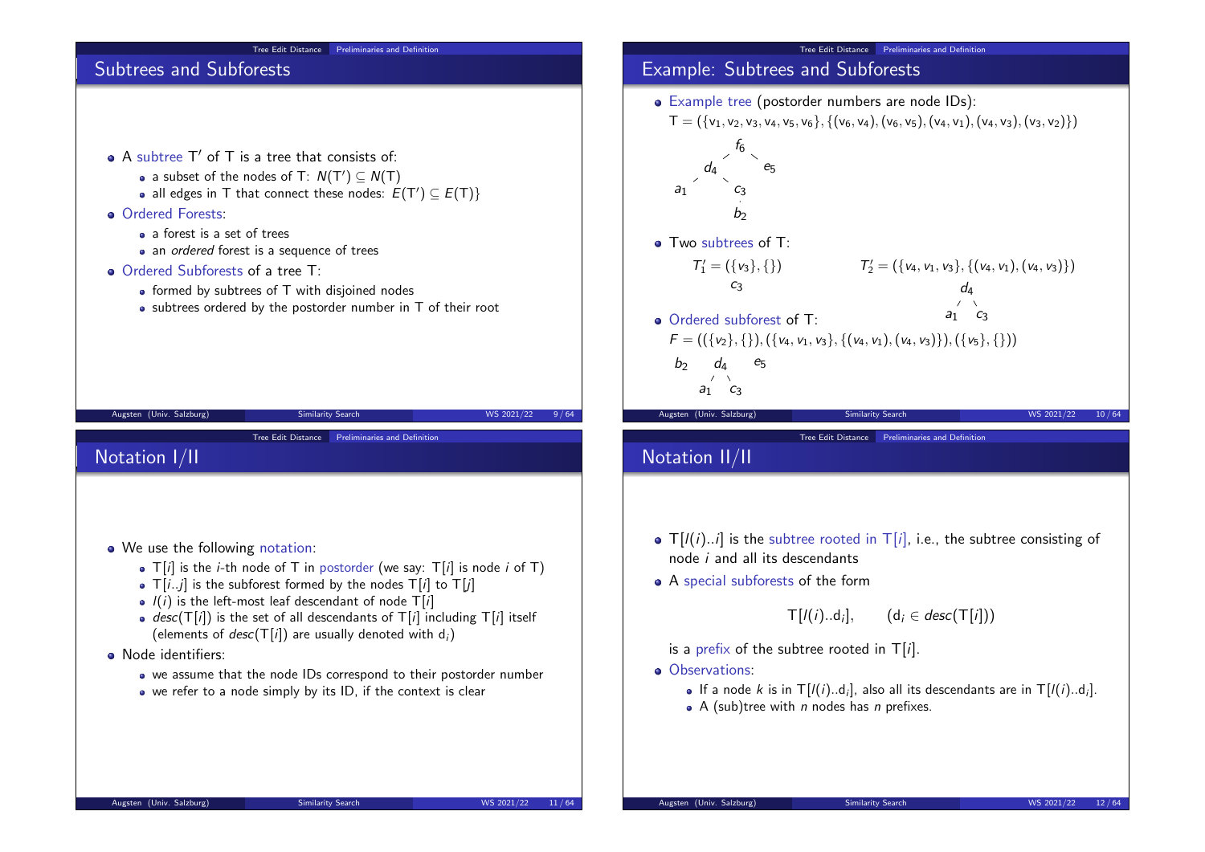## Subtrees and Subforests

- A subtree T′ of T is a tree that consists of:
  - a subset of the nodes of T: $N(T') \subseteq N(T)$
  - all edges in T that connect these nodes: $E(T') \subseteq E(T)\}$
- Ordered Forests:
  - a forest is a set of trees
  - an *ordered* forest is a sequence of trees
- Ordered Subforests of a tree T:
  - formed by subtrees of T with disjoined nodes
  - subtrees ordered by the postorder number in T of their root

## Example: Subtrees and Subforests

- Example tree (postorder numbers are node IDs):
  $T = (\{v_1, v_2, v_3, v_4, v_5, v_6\}, \{(v_6, v_4), (v_6, v_5), (v_4, v_1), (v_4, v_3), (v_3, v_2)\})$

```
         f6
       /    \
     d4      e5
    /  \
  a1    c3
        |
        b2
```

- Two subtrees of T:
  $T'_1 = (\{v_3\}, \{\})$

```
  c3
```

  $T'_2 = (\{v_4, v_1, v_3\}, \{(v_4, v_1), (v_4, v_3)\})$

```
    d4
   /  \
  a1   c3
```

- Ordered subforest of T:
  $F = ((\{v_2\}, \{\}), (\{v_4, v_1, v_3\}, \{(v_4, v_1), (v_4, v_3)\}), (\{v_5\}, \{\}))$

```
  b2    d4    e5
       /  \
      a1   c3
```

## Notation I/II

- We use the following notation:
  - $T[i]$ is the $i$-th node of T in postorder (we say: $T[i]$ is node $i$ of T)
  - $T[i..j]$ is the subforest formed by the nodes $T[i]$ to $T[j]$
  - $l(i)$ is the left-most leaf descendant of node $T[i]$
  - $desc(T[i])$ is the set of all descendants of $T[i]$ including $T[i]$ itself (elements of $desc(T[i])$ are usually denoted with $d_i$)
- Node identifiers:
  - we assume that the node IDs correspond to their postorder number
  - we refer to a node simply by its ID, if the context is clear

## Notation II/II

- $T[l(i)..i]$ is the subtree rooted in $T[i]$, i.e., the subtree consisting of node $i$ and all its descendants
- A special subforests of the form

$$T[l(i)..d_i], \qquad (d_i \in desc(T[i]))$$

  is a prefix of the subtree rooted in $T[i]$.
- Observations:
  - If a node $k$ is in $T[l(i)..d_i]$, also all its descendants are in $T[l(i)..d_i]$.
  - A (sub)tree with $n$ nodes has $n$ prefixes.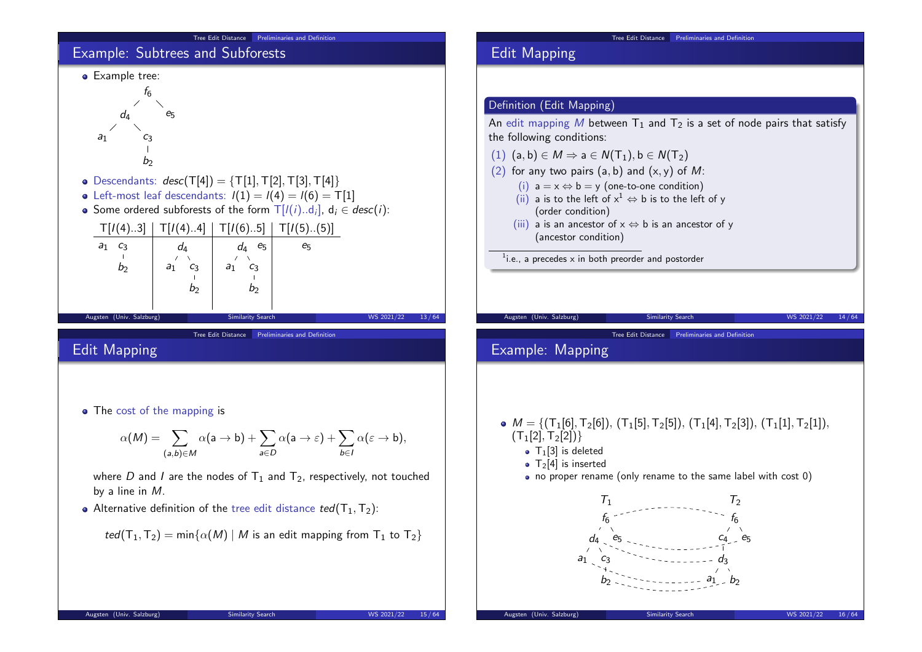## Example: Subtrees and Subforests

- Example tree:

```
        f6
       /  \
     d4    e5
    /  \
  a1    c3
        |
        b2
```

- Descendants: $desc(\mathrm{T}[4]) = \{\mathrm{T}[1], \mathrm{T}[2], \mathrm{T}[3], \mathrm{T}[4]\}$
- Left-most leaf descendants: $l(1) = l(4) = l(6) = \mathrm{T}[1]$
- Some ordered subforests of the form $\mathrm{T}[l(i)..d_i]$, $d_i \in desc(i)$:

| $\mathrm{T}[l(4)..3]$ | $\mathrm{T}[l(4)..4]$ | $\mathrm{T}[l(6)..5]$ | $\mathrm{T}[l(5)..(5)]$ |
|---|---|---|---|
| $a_1$ $c_3$ ; $c_3$ – $b_2$ | $d_4$ ( $a_1$, $c_3$ ( $b_2$ ) ) | $d_4$ ( $a_1$, $c_3$ ( $b_2$ ) ), $e_5$ | $e_5$ |

## Edit Mapping

**Definition (Edit Mapping)**

An edit mapping $M$ between $\mathrm{T}_1$ and $\mathrm{T}_2$ is a set of node pairs that satisfy the following conditions:

(1) $(a, b) \in M \Rightarrow a \in N(\mathrm{T}_1), b \in N(\mathrm{T}_2)$

(2) for any two pairs $(a, b)$ and $(x, y)$ of $M$:

- (i) $a = x \Leftrightarrow b = y$ (one-to-one condition)
- (ii) a is to the left of x[1] $\Leftrightarrow$ b is to the left of y (order condition)
- (iii) a is an ancestor of x $\Leftrightarrow$ b is an ancestor of y (ancestor condition)

[1] i.e., a precedes x in both preorder and postorder

## Edit Mapping

- The cost of the mapping is

$$\alpha(M) = \sum_{(a,b)\in M} \alpha(a \to b) + \sum_{a \in D} \alpha(a \to \varepsilon) + \sum_{b \in I} \alpha(\varepsilon \to b),$$

where $D$ and $I$ are the nodes of $\mathrm{T}_1$ and $\mathrm{T}_2$, respectively, not touched by a line in $M$.

- Alternative definition of the tree edit distance $ted(\mathrm{T}_1, \mathrm{T}_2)$:

$$ted(\mathrm{T}_1, \mathrm{T}_2) = \min\{\alpha(M) \mid M \text{ is an edit mapping from } \mathrm{T}_1 \text{ to } \mathrm{T}_2\}$$

## Example: Mapping

- $M = \{(\mathrm{T}_1[6], \mathrm{T}_2[6]), (\mathrm{T}_1[5], \mathrm{T}_2[5]), (\mathrm{T}_1[4], \mathrm{T}_2[3]), (\mathrm{T}_1[1], \mathrm{T}_2[1]), (\mathrm{T}_1[2], \mathrm{T}_2[2])\}$
  - $\mathrm{T}_1[3]$ is deleted
  - $\mathrm{T}_2[4]$ is inserted
  - no proper rename (only rename to the same label with cost 0)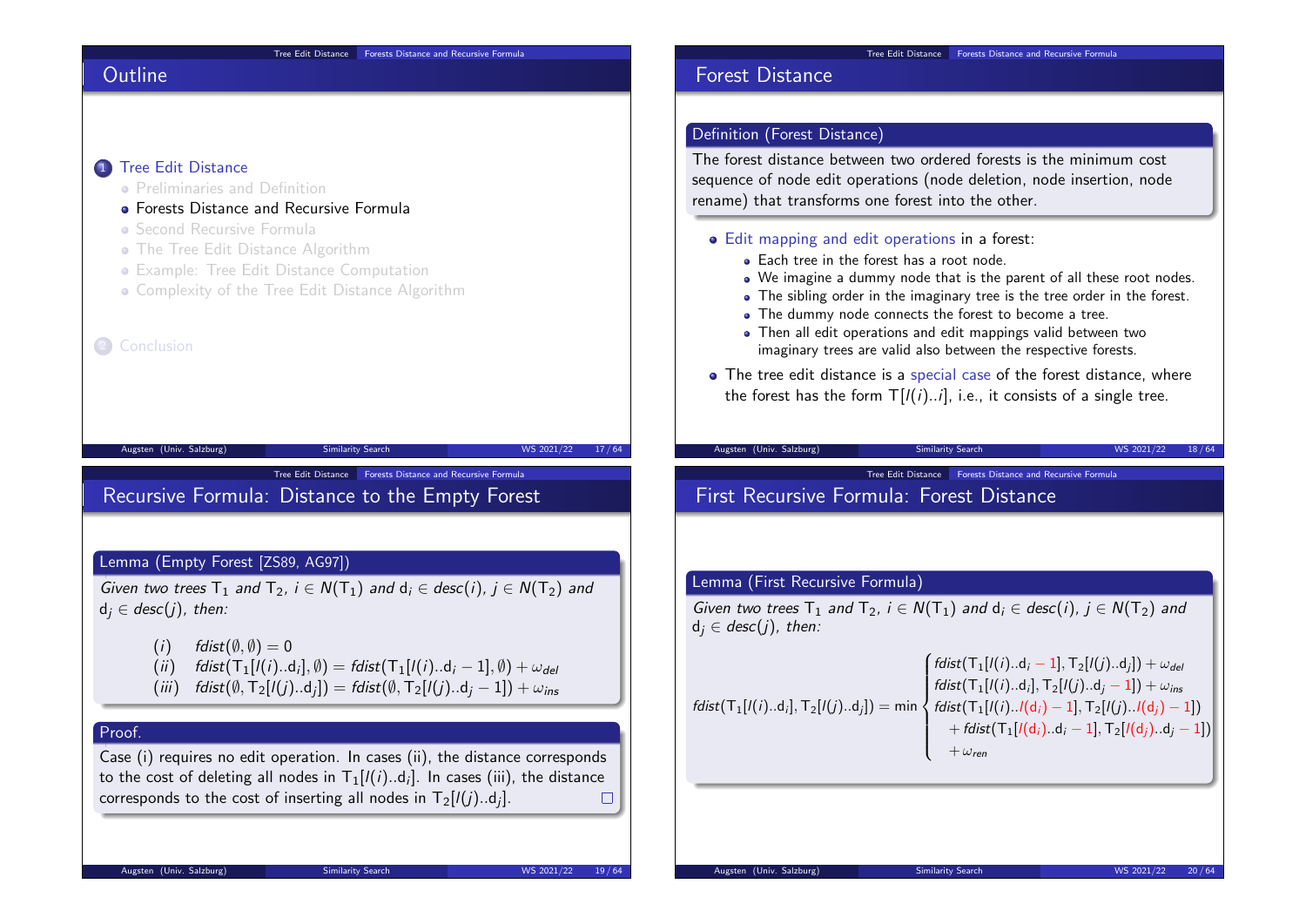## Outline

1. Tree Edit Distance
   - Preliminaries and Definition
   - Forests Distance and Recursive Formula
   - Second Recursive Formula
   - The Tree Edit Distance Algorithm
   - Example: Tree Edit Distance Computation
   - Complexity of the Tree Edit Distance Algorithm
2. Conclusion

## Forest Distance

**Definition (Forest Distance)**

The forest distance between two ordered forests is the minimum cost sequence of node edit operations (node deletion, node insertion, node rename) that transforms one forest into the other.

- Edit mapping and edit operations in a forest:
  - Each tree in the forest has a root node.
  - We imagine a dummy node that is the parent of all these root nodes.
  - The sibling order in the imaginary tree is the tree order in the forest.
  - The dummy node connects the forest to become a tree.
  - Then all edit operations and edit mappings valid between two imaginary trees are valid also between the respective forests.
- The tree edit distance is a special case of the forest distance, where the forest has the form $T[l(i)..i]$, i.e., it consists of a single tree.

## Recursive Formula: Distance to the Empty Forest

**Lemma (Empty Forest [ZS89, AG97])**

*Given two trees $T_1$ and $T_2$, $i \in N(T_1)$ and $d_i \in desc(i)$, $j \in N(T_2)$ and $d_j \in desc(j)$, then:*

$$
\begin{aligned}
&(i) \quad fdist(\emptyset, \emptyset) = 0 \\
&(ii) \quad fdist(T_1[l(i)..d_i], \emptyset) = fdist(T_1[l(i)..d_i - 1], \emptyset) + \omega_{del} \\
&(iii) \quad fdist(\emptyset, T_2[l(j)..d_j]) = fdist(\emptyset, T_2[l(j)..d_j - 1]) + \omega_{ins}
\end{aligned}
$$

**Proof.**

Case (i) requires no edit operation. In cases (ii), the distance corresponds to the cost of deleting all nodes in $T_1[l(i)..d_i]$. In cases (iii), the distance corresponds to the cost of inserting all nodes in $T_2[l(j)..d_j]$. □

## First Recursive Formula: Forest Distance

**Lemma (First Recursive Formula)**

*Given two trees $T_1$ and $T_2$, $i \in N(T_1)$ and $d_i \in desc(i)$, $j \in N(T_2)$ and $d_j \in desc(j)$, then:*

$$
fdist(T_1[l(i)..d_i], T_2[l(j)..d_j]) = \min
\begin{cases}
fdist(T_1[l(i)..d_i - 1], T_2[l(j)..d_j]) + \omega_{del} \\
fdist(T_1[l(i)..d_i], T_2[l(j)..d_j - 1]) + \omega_{ins} \\
fdist(T_1[l(i)..l(d_i) - 1], T_2[l(j)..l(d_j) - 1]) \\
\quad + fdist(T_1[l(d_i)..d_i - 1], T_2[l(d_j)..d_j - 1]) \\
\quad + \omega_{ren}
\end{cases}
$$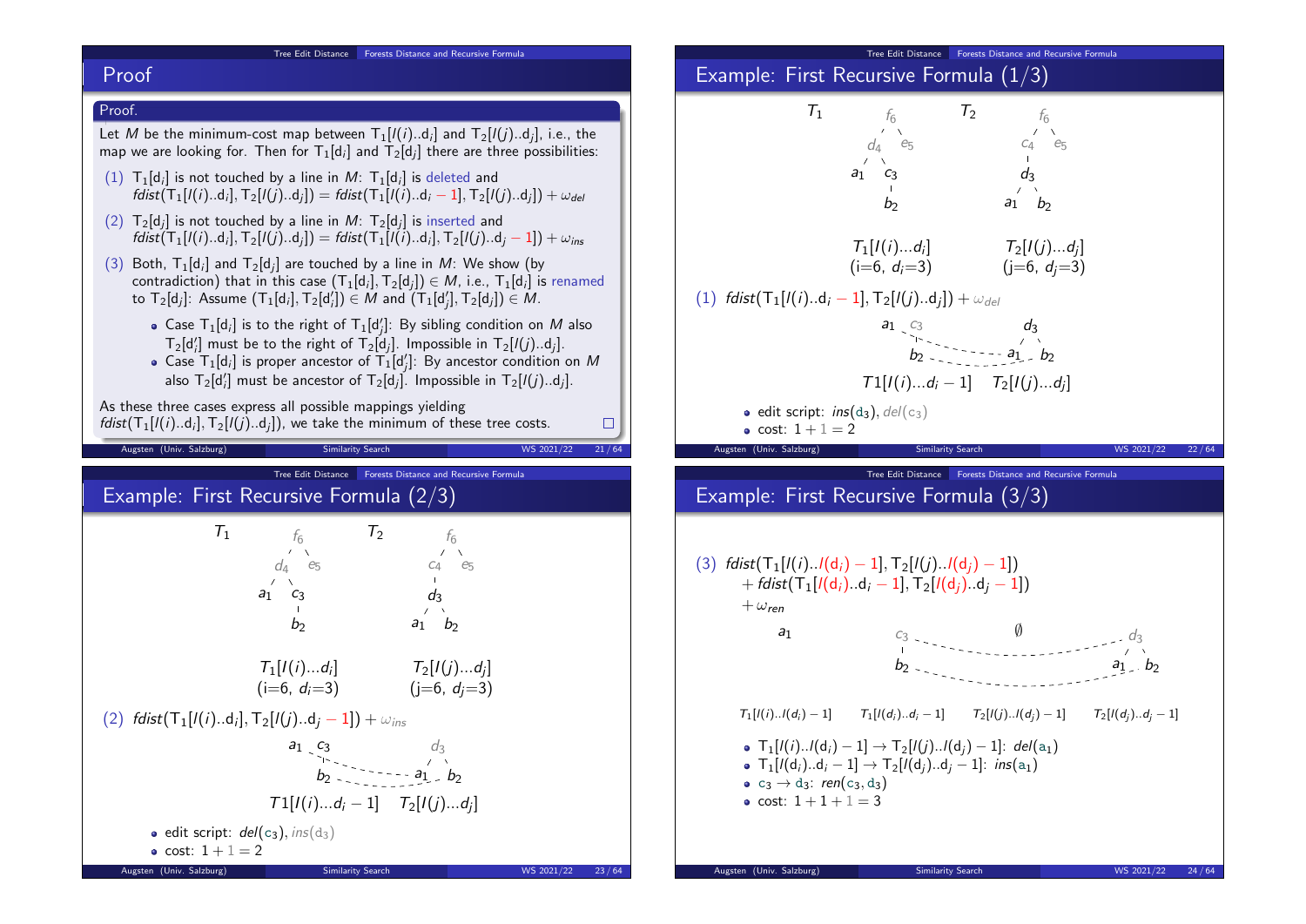## Proof

**Proof.**

Let $M$ be the minimum-cost map between $T_1[l(i)..d_i]$ and $T_2[l(j)..d_j]$, i.e., the map we are looking for. Then for $T_1[d_i]$ and $T_2[d_j]$ there are three possibilities:

(1) $T_1[d_i]$ is not touched by a line in $M$: $T_1[d_i]$ is deleted and $fdist(T_1[l(i)..d_i], T_2[l(j)..d_j]) = fdist(T_1[l(i)..d_i - 1], T_2[l(j)..d_j]) + \omega_{del}$

(2) $T_2[d_j]$ is not touched by a line in $M$: $T_2[d_j]$ is inserted and $fdist(T_1[l(i)..d_i], T_2[l(j)..d_j]) = fdist(T_1[l(i)..d_i], T_2[l(j)..d_j - 1]) + \omega_{ins}$

(3) Both, $T_1[d_i]$ and $T_2[d_j]$ are touched by a line in $M$: We show (by contradiction) that in this case $(T_1[d_i], T_2[d_j]) \in M$, i.e., $T_1[d_i]$ is renamed to $T_2[d_j]$: Assume $(T_1[d_i], T_2[d_i']) \in M$ and $(T_1[d_j'], T_2[d_j]) \in M$.
   - Case $T_1[d_i]$ is to the right of $T_1[d_j']$: By sibling condition on $M$ also $T_2[d_i']$ must be to the right of $T_2[d_j]$. Impossible in $T_2[l(j)..d_j]$.
   - Case $T_1[d_i]$ is proper ancestor of $T_1[d_j']$: By ancestor condition on $M$ also $T_2[d_i']$ must be ancestor of $T_2[d_j]$. Impossible in $T_2[l(j)..d_j]$.

As these three cases express all possible mappings yielding $fdist(T_1[l(i)..d_i], T_2[l(j)..d_j])$, we take the minimum of these tree costs. □

## Example: First Recursive Formula (1/3)

$T_1$: $f_6$ with children $d_4$, $e_5$; $d_4$ with children $a_1$, $c_3$; $c_3$ with child $b_2$.
$T_2$: $f_6$ with children $c_4$, $e_5$; $c_4$ with child $d_3$; $d_3$ with children $a_1$, $b_2$.

$T_1[l(i)...d_i]$ (i=6, $d_i$=3) $\quad$ $T_2[l(j)...d_j]$ (j=6, $d_j$=3)

(1) $fdist(T_1[l(i)..d_i - 1], T_2[l(j)..d_j]) + \omega_{del}$

$T1[l(i)...d_i - 1]$ $\quad$ $T_2[l(j)...d_j]$

- edit script: $ins(d_3)$, $del(c_3)$
- cost: $1 + 1 = 2$

## Example: First Recursive Formula (2/3)

$T_1[l(i)...d_i]$ (i=6, $d_i$=3) $\quad$ $T_2[l(j)...d_j]$ (j=6, $d_j$=3)

(2) $fdist(T_1[l(i)..d_i], T_2[l(j)..d_j - 1]) + \omega_{ins}$

$T1[l(i)...d_i - 1]$ $\quad$ $T_2[l(j)...d_j]$

- edit script: $del(c_3)$, $ins(d_3)$
- cost: $1 + 1 = 2$

## Example: First Recursive Formula (3/3)

(3) $fdist(T_1[l(i)..l(d_i) - 1], T_2[l(j)..l(d_j) - 1])$
$\quad + fdist(T_1[l(d_i)..d_i - 1], T_2[l(d_j)..d_j - 1])$
$\quad + \omega_{ren}$

$T_1[l(i)..l(d_i) - 1]$ $\quad$ $T_1[l(d_i)..d_i - 1]$ $\quad$ $T_2[l(j)..l(d_j) - 1]$ $\quad$ $T_2[l(d_j)..d_j - 1]$

- $T_1[l(i)..l(d_i) - 1] \to T_2[l(j)..l(d_j) - 1]$: $del(a_1)$
- $T_1[l(d_i)..d_i - 1] \to T_2[l(d_j)..d_j - 1]$: $ins(a_1)$
- $c_3 \to d_3$: $ren(c_3, d_3)$
- cost: $1 + 1 + 1 = 3$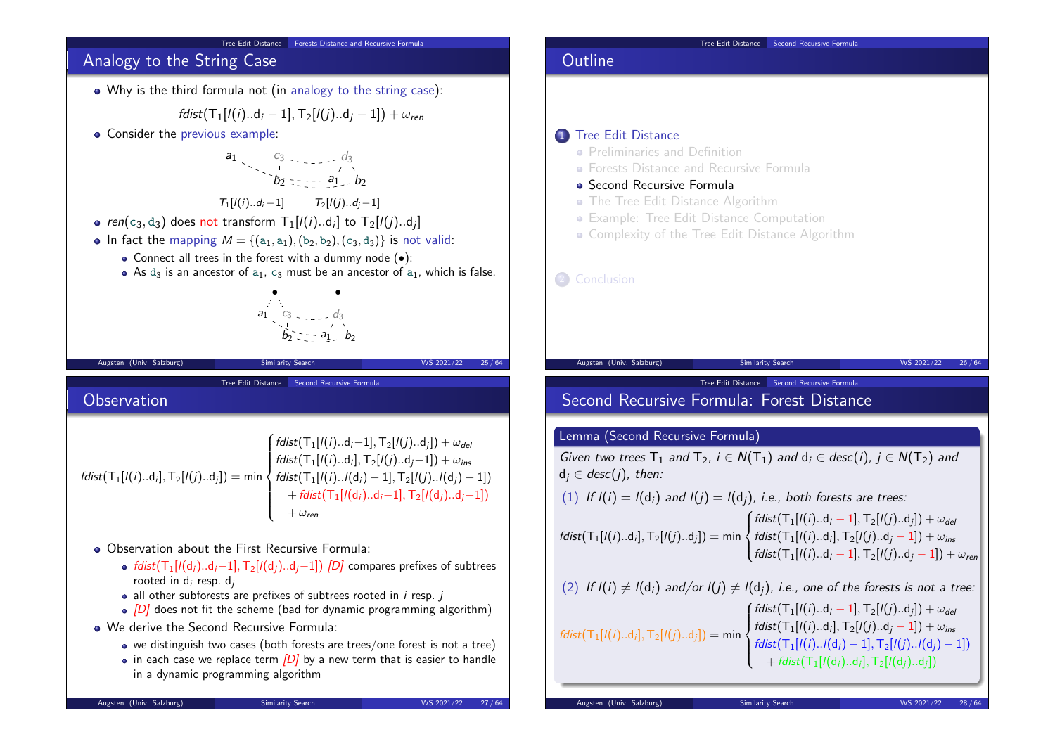## Analogy to the String Case

- Why is the third formula not (in analogy to the string case):

$$fdist(T_1[l(i)..d_i - 1], T_2[l(j)..d_j - 1]) + \omega_{ren}$$

- Consider the previous example:

$a_1$ $c_3$ $d_3$ $b_2$ $a_1$ $b_2$

$T_1[l(i)..d_i-1]$ $T_2[l(j)..d_j-1]$

- $ren(c_3, d_3)$ does not transform $T_1[l(i)..d_i]$ to $T_2[l(j)..d_j]$
- In fact the mapping $M = \{(a_1, a_1), (b_2, b_2), (c_3, d_3)\}$ is not valid:
  - Connect all trees in the forest with a dummy node (•):
  - As $d_3$ is an ancestor of $a_1$, $c_3$ must be an ancestor of $a_1$, which is false.

## Outline

1. Tree Edit Distance
   - Preliminaries and Definition
   - Forests Distance and Recursive Formula
   - Second Recursive Formula
   - The Tree Edit Distance Algorithm
   - Example: Tree Edit Distance Computation
   - Complexity of the Tree Edit Distance Algorithm
2. Conclusion

## Observation

$$fdist(T_1[l(i)..d_i], T_2[l(j)..d_j]) = \min \begin{cases} fdist(T_1[l(i)..d_i - 1], T_2[l(j)..d_j]) + \omega_{del} \\ fdist(T_1[l(i)..d_i], T_2[l(j)..d_j - 1]) + \omega_{ins} \\ fdist(T_1[l(i)..l(d_i) - 1], T_2[l(j)..l(d_j) - 1]) \\ \quad + fdist(T_1[l(d_i)..d_i - 1], T_2[l(d_j)..d_j - 1]) \\ \quad + \omega_{ren} \end{cases}$$

- Observation about the First Recursive Formula:
  - $fdist(T_1[l(d_i)..d_i - 1], T_2[l(d_j)..d_j - 1])$ *[D]* compares prefixes of subtrees rooted in $d_i$ resp. $d_j$
  - all other subforests are prefixes of subtrees rooted in $i$ resp. $j$
  - *[D]* does not fit the scheme (bad for dynamic programming algorithm)
- We derive the Second Recursive Formula:
  - we distinguish two cases (both forests are trees/one forest is not a tree)
  - in each case we replace term *[D]* by a new term that is easier to handle in a dynamic programming algorithm

## Second Recursive Formula: Forest Distance

**Lemma (Second Recursive Formula)**

*Given two trees $T_1$ and $T_2$, $i \in N(T_1)$ and $d_i \in desc(i)$, $j \in N(T_2)$ and $d_j \in desc(j)$, then:*

(1) *If $l(i) = l(d_i)$ and $l(j) = l(d_j)$, i.e., both forests are trees:*

$$fdist(T_1[l(i)..d_i], T_2[l(j)..d_j]) = \min \begin{cases} fdist(T_1[l(i)..d_i - 1], T_2[l(j)..d_j]) + \omega_{del} \\ fdist(T_1[l(i)..d_i], T_2[l(j)..d_j - 1]) + \omega_{ins} \\ fdist(T_1[l(i)..d_i - 1], T_2[l(j)..d_j - 1]) + \omega_{ren} \end{cases}$$

(2) *If $l(i) \neq l(d_i)$ and/or $l(j) \neq l(d_j)$, i.e., one of the forests is not a tree:*

$$fdist(T_1[l(i)..d_i], T_2[l(j)..d_j]) = \min \begin{cases} fdist(T_1[l(i)..d_i - 1], T_2[l(j)..d_j]) + \omega_{del} \\ fdist(T_1[l(i)..d_i], T_2[l(j)..d_j - 1]) + \omega_{ins} \\ fdist(T_1[l(i)..l(d_i) - 1], T_2[l(j)..l(d_j) - 1]) \\ \quad + fdist(T_1[l(d_i)..d_i], T_2[l(d_j)..d_j]) \end{cases}$$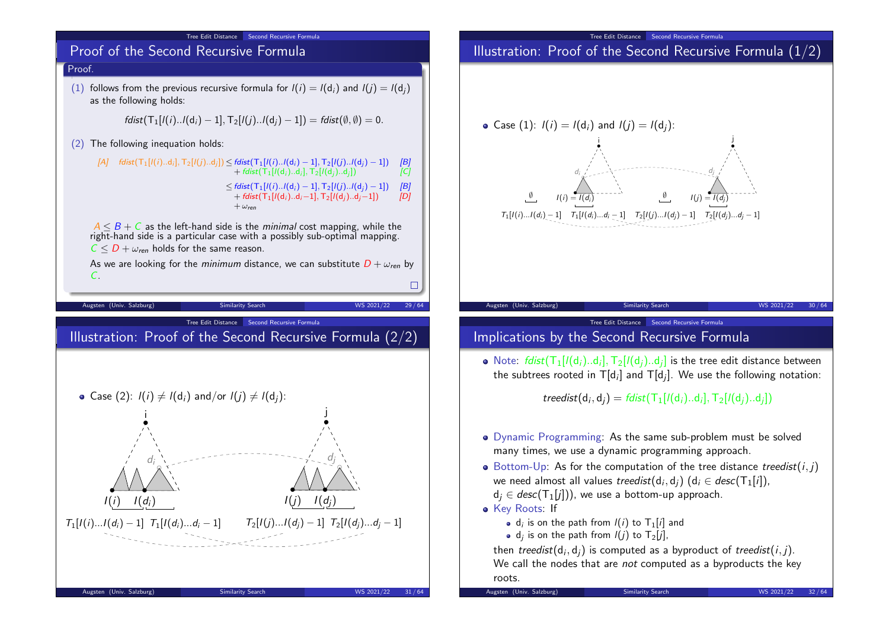## Proof of the Second Recursive Formula

**Proof.**

(1) follows from the previous recursive formula for $l(i) = l(d_i)$ and $l(j) = l(d_j)$ as the following holds:

$$fdist(T_1[l(i)..l(d_i)-1], T_2[l(j)..l(d_j)-1]) = fdist(\emptyset, \emptyset) = 0.$$

(2) The following inequation holds:

$$
\begin{aligned}
[A] \quad fdist(T_1[l(i)..d_i], T_2[l(j)..d_j]) &\leq fdist(T_1[l(i)..l(d_i)-1], T_2[l(j)..l(d_j)-1]) && [B]\\
&\quad + fdist(T_1[l(d_i)..d_i], T_2[l(d_j)..d_j]) && [C]\\
&\leq fdist(T_1[l(i)..l(d_i)-1], T_2[l(j)..l(d_j)-1]) && [B]\\
&\quad + fdist(T_1[l(d_i)..d_i-1], T_2[l(d_j)..d_j-1]) && [D]\\
&\quad + \omega_{ren}
\end{aligned}
$$

$A \leq B + C$ as the left-hand side is the *minimal* cost mapping, while the right-hand side is a particular case with a possibly sub-optimal mapping. $C \leq D + \omega_{ren}$ holds for the same reason.

As we are looking for the *minimum* distance, we can substitute $D + \omega_{ren}$ by $C$. □

## Illustration: Proof of the Second Recursive Formula (1/2)

- Case (1): $l(i) = l(d_i)$ and $l(j) = l(d_j)$:

## Illustration: Proof of the Second Recursive Formula (2/2)

- Case (2): $l(i) \neq l(d_i)$ and/or $l(j) \neq l(d_j)$:

## Implications by the Second Recursive Formula

- Note: $fdist(T_1[l(d_i)..d_i], T_2[l(d_j)..d_j]$ is the tree edit distance between the subtrees rooted in $T[d_i]$ and $T[d_j]$. We use the following notation:

$$treedist(d_i, d_j) = fdist(T_1[l(d_i)..d_i], T_2[l(d_j)..d_j])$$

- Dynamic Programming: As the same sub-problem must be solved many times, we use a dynamic programming approach.
- Bottom-Up: As for the computation of the tree distance $treedist(i,j)$ we need almost all values $treedist(d_i, d_j)$ ($d_i \in desc(T_1[i])$, $d_j \in desc(T_1[j])$), we use a bottom-up approach.
- Key Roots: If
  - $d_i$ is on the path from $l(i)$ to $T_1[i]$ and
  - $d_j$ is on the path from $l(j)$ to $T_2[j]$,

  then $treedist(d_i, d_j)$ is computed as a byproduct of $treedist(i,j)$. We call the nodes that are *not* computed as a byproducts the key roots.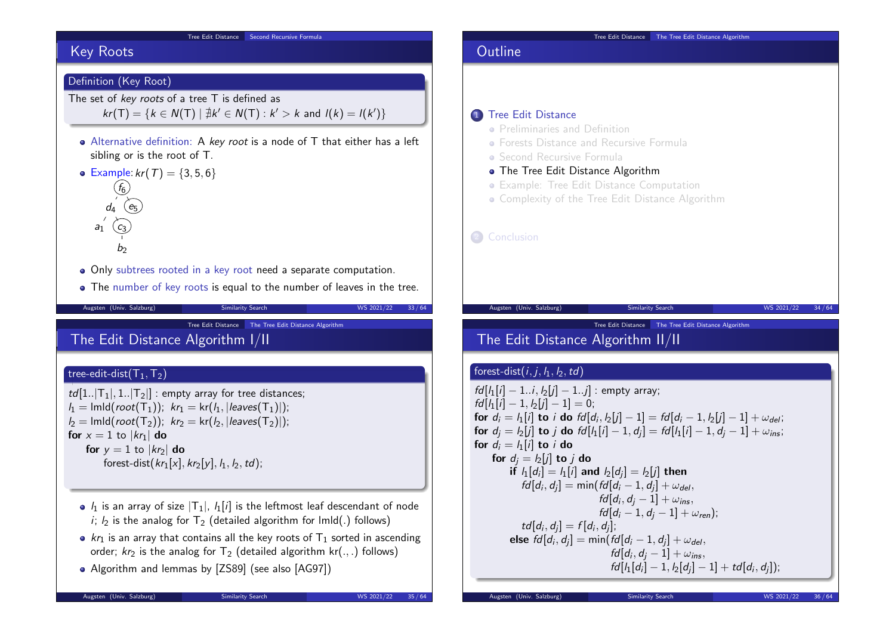## Key Roots

**Definition (Key Root)**

The set of *key roots* of a tree T is defined as

$$kr(\mathrm{T}) = \{k \in N(\mathrm{T}) \mid \nexists k' \in N(\mathrm{T}) : k' > k \text{ and } l(k) = l(k')\}$$

- Alternative definition: A *key root* is a node of T that either has a left sibling or is the root of T.
- Example: $kr(T) = \{3, 5, 6\}$

```
        (f6)
       /    \
     d4     (e5)
    /  \
  a1   (c3)
         |
         b2
```

- Only subtrees rooted in a key root need a separate computation.
- The number of key roots is equal to the number of leaves in the tree.

## Outline

1. Tree Edit Distance
   - Preliminaries and Definition
   - Forests Distance and Recursive Formula
   - Second Recursive Formula
   - The Tree Edit Distance Algorithm
   - Example: Tree Edit Distance Computation
   - Complexity of the Tree Edit Distance Algorithm
2. Conclusion

## The Edit Distance Algorithm I/II

**tree-edit-dist($\mathrm{T}_1, \mathrm{T}_2$)**

$td[1..|\mathrm{T}_1|, 1..|\mathrm{T}_2|]$ : empty array for tree distances;
$l_1 = \mathrm{lmld}(root(\mathrm{T}_1))$; $kr_1 = \mathrm{kr}(l_1, |leaves(\mathrm{T}_1)|)$;
$l_2 = \mathrm{lmld}(root(\mathrm{T}_2))$; $kr_2 = \mathrm{kr}(l_2, |leaves(\mathrm{T}_2)|)$;
**for** $x = 1$ to $|kr_1|$ **do**
&nbsp;&nbsp;&nbsp;&nbsp;**for** $y = 1$ to $|kr_2|$ **do**
&nbsp;&nbsp;&nbsp;&nbsp;&nbsp;&nbsp;&nbsp;&nbsp;forest-dist($kr_1[x], kr_2[y], l_1, l_2, td$);

- $l_1$ is an array of size $|\mathrm{T}_1|$, $l_1[i]$ is the leftmost leaf descendant of node $i$; $l_2$ is the analog for $\mathrm{T}_2$ (detailed algorithm for lmld(.) follows)
- $kr_1$ is an array that contains all the key roots of $\mathrm{T}_1$ sorted in ascending order; $kr_2$ is the analog for $\mathrm{T}_2$ (detailed algorithm kr(.,.) follows)
- Algorithm and lemmas by [ZS89] (see also [AG97])

## The Edit Distance Algorithm II/II

**forest-dist($i, j, l_1, l_2, td$)**

$fd[l_1[i]-1..i, l_2[j]-1..j]$ : empty array;
$fd[l_1[i]-1, l_2[j]-1] = 0$;
**for** $d_i = l_1[i]$ **to** $i$ **do** $fd[d_i, l_2[j]-1] = fd[d_i-1, l_2[j]-1] + \omega_{del}$;
**for** $d_j = l_2[j]$ **to** $j$ **do** $fd[l_1[i]-1, d_j] = fd[l_1[i]-1, d_j-1] + \omega_{ins}$;
**for** $d_i = l_1[i]$ **to** $i$ **do**
&nbsp;&nbsp;&nbsp;&nbsp;**for** $d_j = l_2[j]$ **to** $j$ **do**
&nbsp;&nbsp;&nbsp;&nbsp;&nbsp;&nbsp;&nbsp;&nbsp;**if** $l_1[d_i] = l_1[i]$ **and** $l_2[d_j] = l_2[j]$ **then**
&nbsp;&nbsp;&nbsp;&nbsp;&nbsp;&nbsp;&nbsp;&nbsp;&nbsp;&nbsp;&nbsp;&nbsp;$fd[d_i, d_j] = \min(fd[d_i-1, d_j] + \omega_{del},$
&nbsp;&nbsp;&nbsp;&nbsp;&nbsp;&nbsp;&nbsp;&nbsp;&nbsp;&nbsp;&nbsp;&nbsp;&nbsp;&nbsp;&nbsp;&nbsp;$fd[d_i, d_j-1] + \omega_{ins},$
&nbsp;&nbsp;&nbsp;&nbsp;&nbsp;&nbsp;&nbsp;&nbsp;&nbsp;&nbsp;&nbsp;&nbsp;&nbsp;&nbsp;&nbsp;&nbsp;$fd[d_i-1, d_j-1] + \omega_{ren});$
&nbsp;&nbsp;&nbsp;&nbsp;&nbsp;&nbsp;&nbsp;&nbsp;&nbsp;&nbsp;&nbsp;&nbsp;$td[d_i, d_j] = f[d_i, d_j]$;
&nbsp;&nbsp;&nbsp;&nbsp;&nbsp;&nbsp;&nbsp;&nbsp;**else** $fd[d_i, d_j] = \min(fd[d_i-1, d_j] + \omega_{del},$
&nbsp;&nbsp;&nbsp;&nbsp;&nbsp;&nbsp;&nbsp;&nbsp;&nbsp;&nbsp;&nbsp;&nbsp;&nbsp;&nbsp;&nbsp;&nbsp;$fd[d_i, d_j-1] + \omega_{ins},$
&nbsp;&nbsp;&nbsp;&nbsp;&nbsp;&nbsp;&nbsp;&nbsp;&nbsp;&nbsp;&nbsp;&nbsp;&nbsp;&nbsp;&nbsp;&nbsp;$fd[l_1[d_i]-1, l_2[d_j]-1] + td[d_i, d_j]);$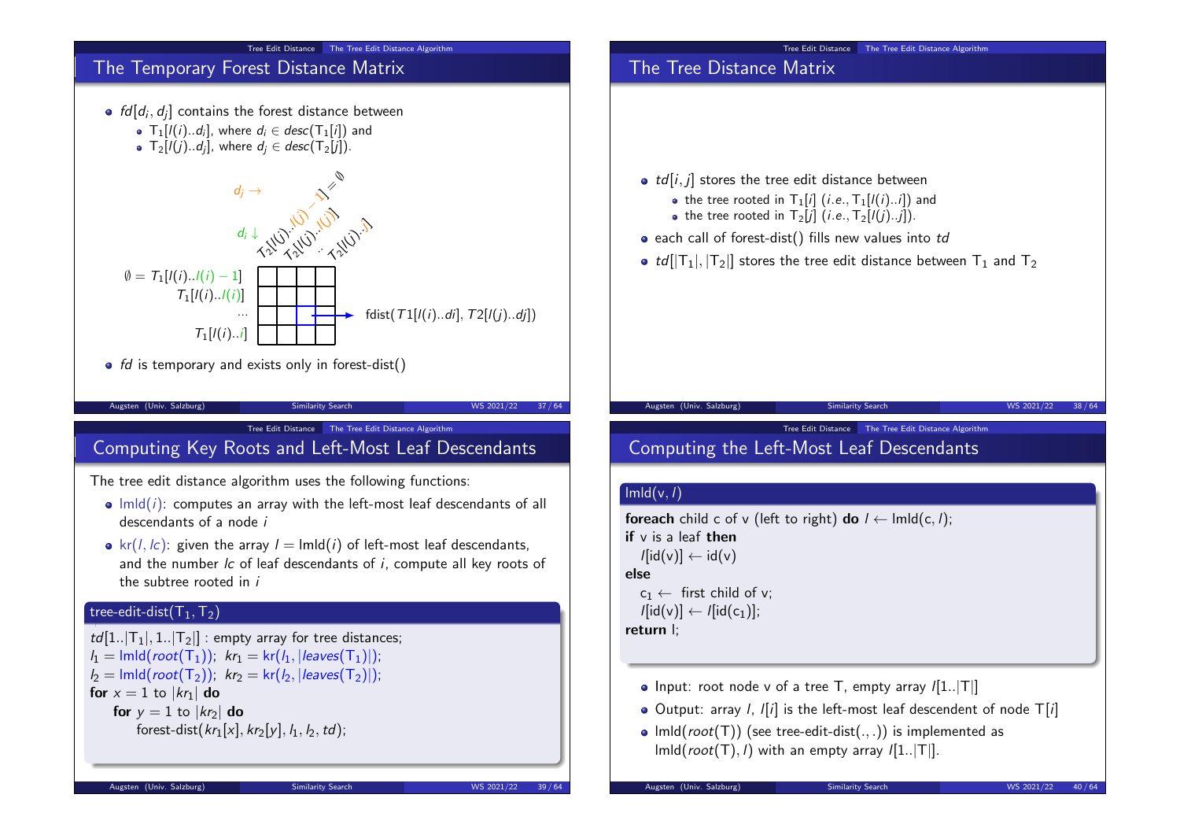## The Temporary Forest Distance Matrix

- $fd[d_i, d_j]$ contains the forest distance between
  - $T_1[l(i)..d_i]$, where $d_i \in desc(T_1[i])$ and
  - $T_2[l(j)..d_j]$, where $d_j \in desc(T_2[j])$.

$d_j \rightarrow$ columns: $T_2[l(j)..l(j)-1] = \emptyset$, $T_2[l(j)..l(j)]$, $..$, $T_2[l(j)..j]$

$d_i \downarrow$ rows: $\emptyset = T_1[l(i)..l(i)-1]$, $T_1[l(i)..l(i)]$, $...$, $T_1[l(i)..i]$

Cell: fdist$(T1[l(i)..di], T2[l(j)..dj])$

- $fd$ is temporary and exists only in forest-dist()

## The Tree Distance Matrix

- $td[i, j]$ stores the tree edit distance between
  - the tree rooted in $T_1[i]$ (*i.e.*, $T_1[l(i)..i]$) and
  - the tree rooted in $T_2[j]$ (*i.e.*, $T_2[l(j)..j]$).
- each call of forest-dist() fills new values into $td$
- $td[|T_1|, |T_2|]$ stores the tree edit distance between $T_1$ and $T_2$

## Computing Key Roots and Left-Most Leaf Descendants

The tree edit distance algorithm uses the following functions:

- lmld$(i)$: computes an array with the left-most leaf descendants of all descendants of a node $i$
- kr$(l, lc)$: given the array $l = \text{lmld}(i)$ of left-most leaf descendants, and the number $lc$ of leaf descendants of $i$, compute all key roots of the subtree rooted in $i$

**tree-edit-dist$(T_1, T_2)$**

```
td[1..|T1|, 1..|T2|] : empty array for tree distances;
l1 = lmld(root(T1));  kr1 = kr(l1, |leaves(T1)|);
l2 = lmld(root(T2));  kr2 = kr(l2, |leaves(T2)|);
for x = 1 to |kr1| do
    for y = 1 to |kr2| do
        forest-dist(kr1[x], kr2[y], l1, l2, td);
```

## Computing the Left-Most Leaf Descendants

**lmld$(v, l)$**

```
foreach child c of v (left to right) do l ← lmld(c, l);
if v is a leaf then
    l[id(v)] ← id(v)
else
    c1 ← first child of v;
    l[id(v)] ← l[id(c1)];
return l;
```

- Input: root node v of a tree T, empty array $l[1..|T|]$
- Output: array $l$, $l[i]$ is the left-most leaf descendent of node $T[i]$
- lmld$(root(T))$ (see tree-edit-dist(.,.)) is implemented as lmld$(root(T), l)$ with an empty array $l[1..|T|]$.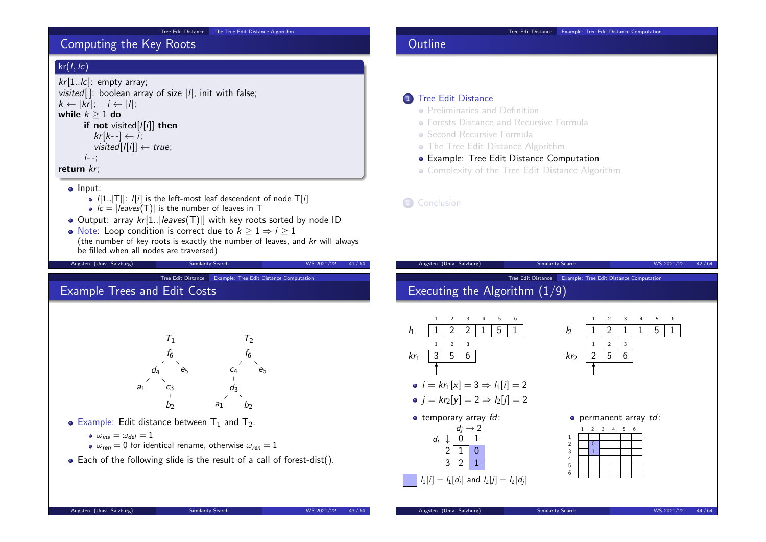## Computing the Key Roots

**kr(l, lc)**

```
kr[1..lc]: empty array;
visited[]: boolean array of size |l|, init with false;
k ← |kr|;   i ← |l|;
while k ≥ 1 do
    if not visited[l[i]] then
        kr[k--] ← i;
        visited[l[i]] ← true;
    i--;
return kr;
```

- Input:
  - $l[1..|T|]$: $l[i]$ is the left-most leaf descendent of node $T[i]$
  - $lc = |leaves(T)|$ is the number of leaves in T
- Output: array $kr[1..|leaves(T)|]$ with key roots sorted by node ID
- Note: Loop condition is correct due to $k \geq 1 \Rightarrow i \geq 1$ (the number of key roots is exactly the number of leaves, and $kr$ will always be filled when all nodes are traversed)

## Outline

1. Tree Edit Distance
   - Preliminaries and Definition
   - Forests Distance and Recursive Formula
   - Second Recursive Formula
   - The Tree Edit Distance Algorithm
   - **Example: Tree Edit Distance Computation**
   - Complexity of the Tree Edit Distance Algorithm
2. Conclusion

## Example Trees and Edit Costs

```
        T1                 T2
        f6                 f6
       /  \               /  \
     d4    e5           c4    e5
    /  \                 |
  a1    c3              d3
         |             /  \
        b2           a1    b2
```

- Example: Edit distance between $T_1$ and $T_2$.
  - $\omega_{ins} = \omega_{del} = 1$
  - $\omega_{ren} = 0$ for identical rename, otherwise $\omega_{ren} = 1$
- Each of the following slide is the result of a call of forest-dist().

## Executing the Algorithm (1/9)

$l_1$:

| 1 | 2 | 3 | 4 | 5 | 6 |
|---|---|---|---|---|---|
| 1 | 2 | 2 | 1 | 5 | 1 |

$kr_1$ (pointer at position 1):

| 1 | 2 | 3 |
|---|---|---|
| 3 | 5 | 6 |

$l_2$:

| 1 | 2 | 3 | 4 | 5 | 6 |
|---|---|---|---|---|---|
| 1 | 2 | 1 | 1 | 5 | 1 |

$kr_2$ (pointer at position 1):

| 1 | 2 | 3 |
|---|---|---|
| 2 | 5 | 6 |

- $i = kr_1[x] = 3 \Rightarrow l_1[i] = 2$
- $j = kr_2[y] = 2 \Rightarrow l_2[j] = 2$

- temporary array $fd$:

| $d_i \downarrow$ / $d_j \rightarrow$ |   | 2 |
|---|---|---|
|   | 0 | 1 |
| 2 | 1 | 0 |
| 3 | 2 | 1 |

(highlighted cells: $l_1[i] = l_1[d_i]$ and $l_2[j] = l_2[d_j]$)

- permanent array $td$:

|   | 1 | 2 | 3 | 4 | 5 | 6 |
|---|---|---|---|---|---|---|
| 1 |   |   |   |   |   |   |
| 2 |   | 0 |   |   |   |   |
| 3 |   | 1 |   |   |   |   |
| 4 |   |   |   |   |   |   |
| 5 |   |   |   |   |   |   |
| 6 |   |   |   |   |   |   |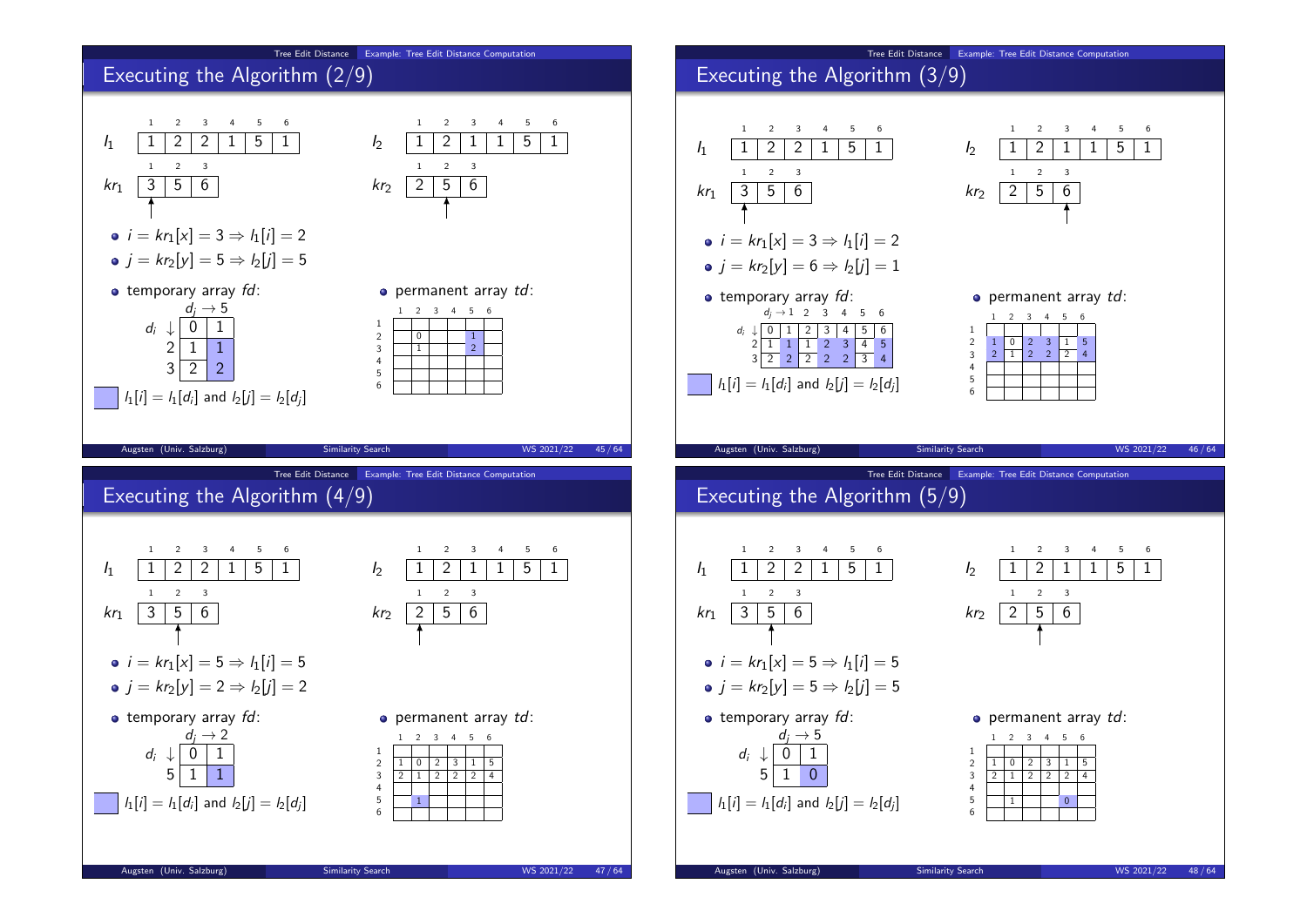## Executing the Algorithm (2/9)

| | 1 | 2 | 3 | 4 | 5 | 6 |
|---|---|---|---|---|---|---|
| $l_1$ | 1 | 2 | 2 | 1 | 5 | 1 |

| | 1 | 2 | 3 |
|---|---|---|---|
| $kr_1$ | 3 | 5 | 6 |

| | 1 | 2 | 3 | 4 | 5 | 6 |
|---|---|---|---|---|---|---|
| $l_2$ | 1 | 2 | 1 | 1 | 5 | 1 |

| | 1 | 2 | 3 |
|---|---|---|---|
| $kr_2$ | 2 | 5 | 6 |

- $i = kr_1[x] = 3 \Rightarrow l_1[i] = 2$
- $j = kr_2[y] = 5 \Rightarrow l_2[j] = 5$
- temporary array $fd$:

| $d_i \downarrow$ / $d_j \rightarrow$ | | 5 |
|---|---|---|
| | 0 | 1 |
| 2 | 1 | 1 |
| 3 | 2 | 2 |

- permanent array $td$:

| | 1 | 2 | 3 | 4 | 5 | 6 |
|---|---|---|---|---|---|---|
| 1 | | | | | | |
| 2 | | 0 | | | 1 | |
| 3 | | 1 | | | 2 | |
| 4 | | | | | | |
| 5 | | | | | | |
| 6 | | | | | | |

$l_1[i] = l_1[d_i]$ and $l_2[j] = l_2[d_j]$

## Executing the Algorithm (3/9)

| | 1 | 2 | 3 | 4 | 5 | 6 |
|---|---|---|---|---|---|---|
| $l_1$ | 1 | 2 | 2 | 1 | 5 | 1 |

| | 1 | 2 | 3 |
|---|---|---|---|
| $kr_1$ | 3 | 5 | 6 |

| | 1 | 2 | 3 | 4 | 5 | 6 |
|---|---|---|---|---|---|---|
| $l_2$ | 1 | 2 | 1 | 1 | 5 | 1 |

| | 1 | 2 | 3 |
|---|---|---|---|
| $kr_2$ | 2 | 5 | 6 |

- $i = kr_1[x] = 3 \Rightarrow l_1[i] = 2$
- $j = kr_2[y] = 6 \Rightarrow l_2[j] = 1$
- temporary array $fd$:

| $d_i \downarrow$ / $d_j \rightarrow$ | | 1 | 2 | 3 | 4 | 5 | 6 |
|---|---|---|---|---|---|---|---|
| | 0 | 1 | 2 | 3 | 4 | 5 | 6 |
| 2 | 1 | 1 | 1 | 2 | 3 | 4 | 5 |
| 3 | 2 | 2 | 2 | 2 | 2 | 3 | 4 |

- permanent array $td$:

| | 1 | 2 | 3 | 4 | 5 | 6 |
|---|---|---|---|---|---|---|
| 1 | | | | | | |
| 2 | 1 | 0 | 2 | 3 | 1 | 5 |
| 3 | 2 | 1 | 2 | 2 | 2 | 4 |
| 4 | | | | | | |
| 5 | | | | | | |
| 6 | | | | | | |

$l_1[i] = l_1[d_i]$ and $l_2[j] = l_2[d_j]$

## Executing the Algorithm (4/9)

| | 1 | 2 | 3 | 4 | 5 | 6 |
|---|---|---|---|---|---|---|
| $l_1$ | 1 | 2 | 2 | 1 | 5 | 1 |

| | 1 | 2 | 3 |
|---|---|---|---|
| $kr_1$ | 3 | 5 | 6 |

| | 1 | 2 | 3 | 4 | 5 | 6 |
|---|---|---|---|---|---|---|
| $l_2$ | 1 | 2 | 1 | 1 | 5 | 1 |

| | 1 | 2 | 3 |
|---|---|---|---|
| $kr_2$ | 2 | 5 | 6 |

- $i = kr_1[x] = 5 \Rightarrow l_1[i] = 5$
- $j = kr_2[y] = 2 \Rightarrow l_2[j] = 2$
- temporary array $fd$:

| $d_i \downarrow$ / $d_j \rightarrow$ | | 2 |
|---|---|---|
| | 0 | 1 |
| 5 | 1 | 1 |

- permanent array $td$:

| | 1 | 2 | 3 | 4 | 5 | 6 |
|---|---|---|---|---|---|---|
| 1 | | | | | | |
| 2 | 1 | 0 | 2 | 3 | 1 | 5 |
| 3 | 2 | 1 | 2 | 2 | 2 | 4 |
| 4 | | | | | | |
| 5 | | 1 | | | | |
| 6 | | | | | | |

$l_1[i] = l_1[d_i]$ and $l_2[j] = l_2[d_j]$

## Executing the Algorithm (5/9)

| | 1 | 2 | 3 | 4 | 5 | 6 |
|---|---|---|---|---|---|---|
| $l_1$ | 1 | 2 | 2 | 1 | 5 | 1 |

| | 1 | 2 | 3 |
|---|---|---|---|
| $kr_1$ | 3 | 5 | 6 |

| | 1 | 2 | 3 | 4 | 5 | 6 |
|---|---|---|---|---|---|---|
| $l_2$ | 1 | 2 | 1 | 1 | 5 | 1 |

| | 1 | 2 | 3 |
|---|---|---|---|
| $kr_2$ | 2 | 5 | 6 |

- $i = kr_1[x] = 5 \Rightarrow l_1[i] = 5$
- $j = kr_2[y] = 5 \Rightarrow l_2[j] = 5$
- temporary array $fd$:

| $d_i \downarrow$ / $d_j \rightarrow$ | | 5 |
|---|---|---|
| | 0 | 1 |
| 5 | 1 | 0 |

- permanent array $td$:

| | 1 | 2 | 3 | 4 | 5 | 6 |
|---|---|---|---|---|---|---|
| 1 | | | | | | |
| 2 | 1 | 0 | 2 | 3 | 1 | 5 |
| 3 | 2 | 1 | 2 | 2 | 2 | 4 |
| 4 | | | | | | |
| 5 | | 1 | | | 0 | |
| 6 | | | | | | |

$l_1[i] = l_1[d_i]$ and $l_2[j] = l_2[d_j]$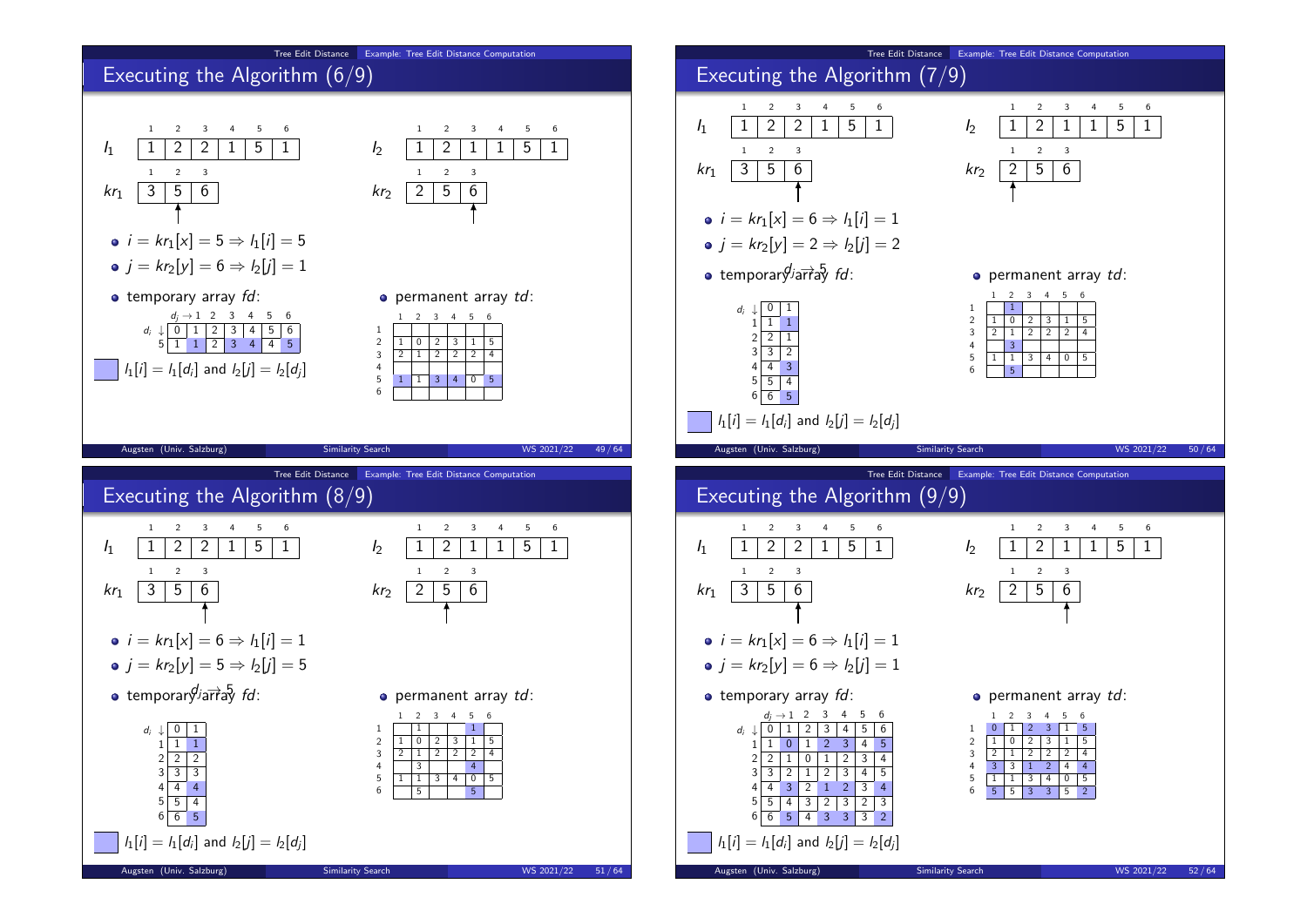# Executing the Algorithm (6/9)

| | 1 | 2 | 3 | 4 | 5 | 6 |
|---|---|---|---|---|---|---|
| $l_1$ | 1 | 2 | 2 | 1 | 5 | 1 |

| | 1 | 2 | 3 |
|---|---|---|---|
| $kr_1$ | 3 | 5 | 6 |

| | 1 | 2 | 3 | 4 | 5 | 6 |
|---|---|---|---|---|---|---|
| $l_2$ | 1 | 2 | 1 | 1 | 5 | 1 |

| | 1 | 2 | 3 |
|---|---|---|---|
| $kr_2$ | 2 | 5 | 6 |

- $i = kr_1[x] = 5 \Rightarrow l_1[i] = 5$
- $j = kr_2[y] = 6 \Rightarrow l_2[j] = 1$
- temporary array $fd$:

| $d_i \downarrow$ / $d_j \rightarrow$ | | 1 | 2 | 3 | 4 | 5 | 6 |
|---|---|---|---|---|---|---|---|
| | 0 | 1 | 2 | 3 | 4 | 5 | 6 |
| 5 | 1 | 1 | 2 | 3 | 4 | 4 | 5 |

- permanent array $td$:

| | 1 | 2 | 3 | 4 | 5 | 6 |
|---|---|---|---|---|---|---|
| 1 | | | | | | |
| 2 | 1 | 0 | 2 | 3 | 1 | 5 |
| 3 | 2 | 1 | 2 | 2 | 2 | 4 |
| 4 | | | | | | |
| 5 | 1 | 1 | 3 | 4 | 0 | 5 |
| 6 | | | | | | |

(highlighted) $l_1[i] = l_1[d_i]$ and $l_2[j] = l_2[d_j]$

# Executing the Algorithm (7/9)

| | 1 | 2 | 3 | 4 | 5 | 6 |
|---|---|---|---|---|---|---|
| $l_1$ | 1 | 2 | 2 | 1 | 5 | 1 |

| | 1 | 2 | 3 |
|---|---|---|---|
| $kr_1$ | 3 | 5 | 6 |

| | 1 | 2 | 3 | 4 | 5 | 6 |
|---|---|---|---|---|---|---|
| $l_2$ | 1 | 2 | 1 | 1 | 5 | 1 |

| | 1 | 2 | 3 |
|---|---|---|---|
| $kr_2$ | 2 | 5 | 6 |

- $i = kr_1[x] = 6 \Rightarrow l_1[i] = 1$
- $j = kr_2[y] = 2 \Rightarrow l_2[j] = 2$
- temporary array $fd$:

| $d_i \downarrow$ / $d_j \rightarrow$ | | 5 |
|---|---|---|
| | 0 | 1 |
| 1 | 1 | 1 |
| 2 | 2 | 1 |
| 3 | 3 | 2 |
| 4 | 4 | 3 |
| 5 | 5 | 4 |
| 6 | 6 | 5 |

- permanent array $td$:

| | 1 | 2 | 3 | 4 | 5 | 6 |
|---|---|---|---|---|---|---|
| 1 | | 1 | | | | |
| 2 | 1 | 0 | 2 | 3 | 1 | 5 |
| 3 | 2 | 1 | 2 | 2 | 2 | 4 |
| 4 | | 3 | | | | |
| 5 | 1 | 1 | 3 | 4 | 0 | 5 |
| 6 | | 5 | | | | |

(highlighted) $l_1[i] = l_1[d_i]$ and $l_2[j] = l_2[d_j]$

# Executing the Algorithm (8/9)

| | 1 | 2 | 3 | 4 | 5 | 6 |
|---|---|---|---|---|---|---|
| $l_1$ | 1 | 2 | 2 | 1 | 5 | 1 |

| | 1 | 2 | 3 |
|---|---|---|---|
| $kr_1$ | 3 | 5 | 6 |

| | 1 | 2 | 3 | 4 | 5 | 6 |
|---|---|---|---|---|---|---|
| $l_2$ | 1 | 2 | 1 | 1 | 5 | 1 |

| | 1 | 2 | 3 |
|---|---|---|---|
| $kr_2$ | 2 | 5 | 6 |

- $i = kr_1[x] = 6 \Rightarrow l_1[i] = 1$
- $j = kr_2[y] = 5 \Rightarrow l_2[j] = 5$
- temporary array $fd$:

| $d_i \downarrow$ / $d_j \rightarrow$ | | 5 |
|---|---|---|
| | 0 | 1 |
| 1 | 1 | 1 |
| 2 | 2 | 2 |
| 3 | 3 | 3 |
| 4 | 4 | 4 |
| 5 | 5 | 4 |
| 6 | 6 | 5 |

- permanent array $td$:

| | 1 | 2 | 3 | 4 | 5 | 6 |
|---|---|---|---|---|---|---|
| 1 | | 1 | | | 1 | |
| 2 | 1 | 0 | 2 | 3 | 1 | 5 |
| 3 | 2 | 1 | 2 | 2 | 2 | 4 |
| 4 | | 3 | | | 4 | |
| 5 | 1 | 1 | 3 | 4 | 0 | 5 |
| 6 | | 5 | | | 5 | |

(highlighted) $l_1[i] = l_1[d_i]$ and $l_2[j] = l_2[d_j]$

# Executing the Algorithm (9/9)

| | 1 | 2 | 3 | 4 | 5 | 6 |
|---|---|---|---|---|---|---|
| $l_1$ | 1 | 2 | 2 | 1 | 5 | 1 |

| | 1 | 2 | 3 |
|---|---|---|---|
| $kr_1$ | 3 | 5 | 6 |

| | 1 | 2 | 3 | 4 | 5 | 6 |
|---|---|---|---|---|---|---|
| $l_2$ | 1 | 2 | 1 | 1 | 5 | 1 |

| | 1 | 2 | 3 |
|---|---|---|---|
| $kr_2$ | 2 | 5 | 6 |

- $i = kr_1[x] = 6 \Rightarrow l_1[i] = 1$
- $j = kr_2[y] = 6 \Rightarrow l_2[j] = 1$
- temporary array $fd$:

| $d_i \downarrow$ / $d_j \rightarrow$ | | 1 | 2 | 3 | 4 | 5 | 6 |
|---|---|---|---|---|---|---|---|
| | 0 | 1 | 2 | 3 | 4 | 5 | 6 |
| 1 | 1 | 0 | 1 | 2 | 3 | 4 | 5 |
| 2 | 2 | 1 | 0 | 1 | 2 | 3 | 4 |
| 3 | 3 | 2 | 1 | 2 | 3 | 4 | 5 |
| 4 | 4 | 3 | 2 | 1 | 2 | 3 | 4 |
| 5 | 5 | 4 | 3 | 2 | 3 | 2 | 3 |
| 6 | 6 | 5 | 4 | 3 | 3 | 3 | 2 |

- permanent array $td$:

| | 1 | 2 | 3 | 4 | 5 | 6 |
|---|---|---|---|---|---|---|
| 1 | 0 | 1 | 2 | 3 | 1 | 5 |
| 2 | 1 | 0 | 2 | 3 | 1 | 5 |
| 3 | 2 | 1 | 2 | 2 | 2 | 4 |
| 4 | 3 | 3 | 1 | 2 | 4 | 4 |
| 5 | 1 | 1 | 3 | 4 | 0 | 5 |
| 6 | 5 | 5 | 3 | 3 | 5 | 2 |

(highlighted) $l_1[i] = l_1[d_i]$ and $l_2[j] = l_2[d_j]$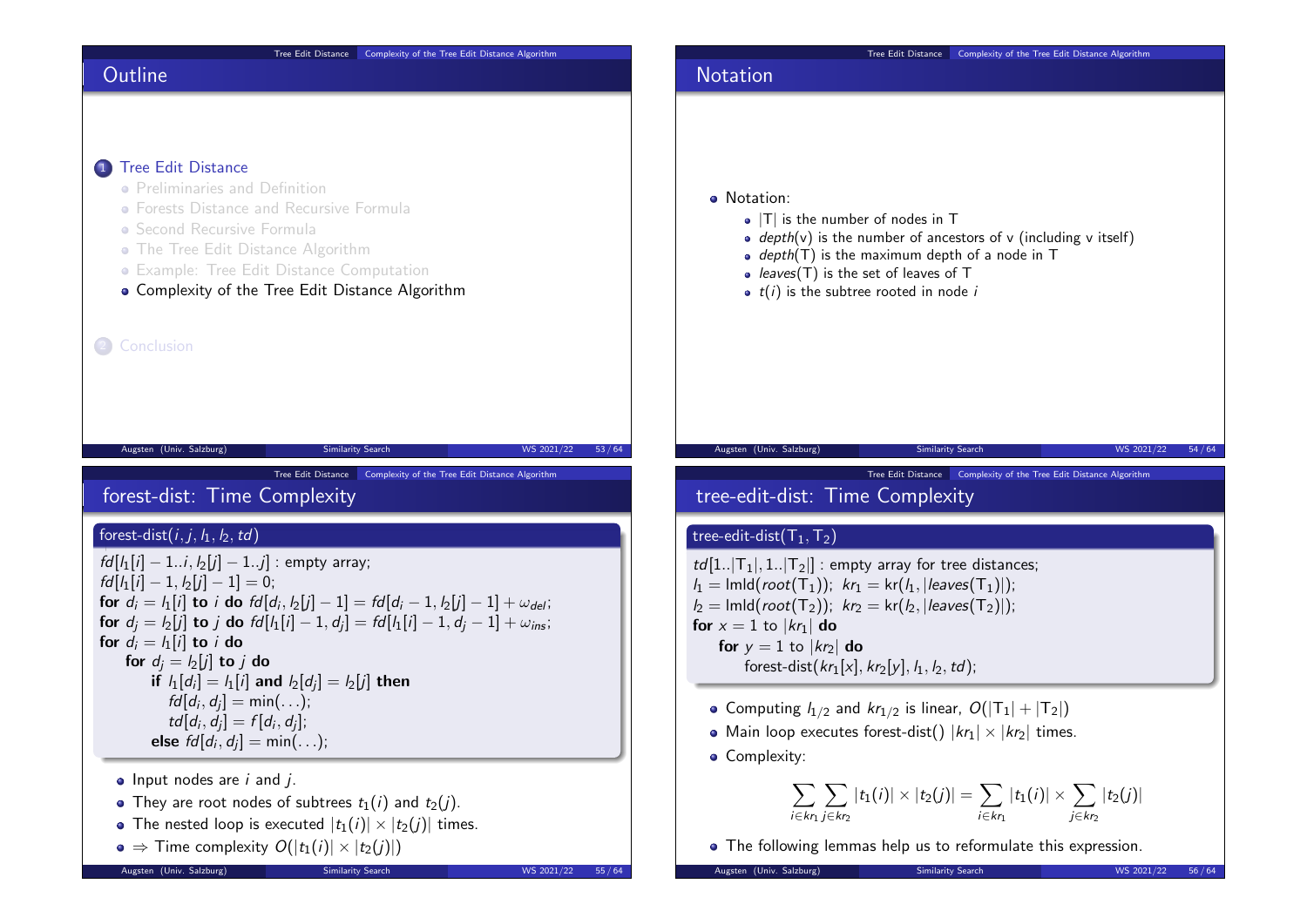## Outline

1. Tree Edit Distance
   - Preliminaries and Definition
   - Forests Distance and Recursive Formula
   - Second Recursive Formula
   - The Tree Edit Distance Algorithm
   - Example: Tree Edit Distance Computation
   - Complexity of the Tree Edit Distance Algorithm
2. Conclusion

## Notation

- Notation:
  - |T| is the number of nodes in T
  - *depth*(v) is the number of ancestors of v (including v itself)
  - *depth*(T) is the maximum depth of a node in T
  - *leaves*(T) is the set of leaves of T
  - $t(i)$ is the subtree rooted in node $i$

## forest-dist: Time Complexity

**forest-dist($i, j, l_1, l_2, td$)**

$fd[l_1[i]-1..i, l_2[j]-1..j]$ : empty array;
$fd[l_1[i]-1, l_2[j]-1] = 0$;
**for** $d_i = l_1[i]$ **to** $i$ **do** $fd[d_i, l_2[j]-1] = fd[d_i-1, l_2[j]-1] + \omega_{del}$;
**for** $d_j = l_2[j]$ **to** $j$ **do** $fd[l_1[i]-1, d_j] = fd[l_1[i]-1, d_j-1] + \omega_{ins}$;
**for** $d_i = l_1[i]$ **to** $i$ **do**
  **for** $d_j = l_2[j]$ **to** $j$ **do**
    **if** $l_1[d_i] = l_1[i]$ **and** $l_2[d_j] = l_2[j]$ **then**
      $fd[d_i, d_j] = \min(\ldots)$;
      $td[d_i, d_j] = f[d_i, d_j]$;
    **else** $fd[d_i, d_j] = \min(\ldots)$;

- Input nodes are $i$ and $j$.
- They are root nodes of subtrees $t_1(i)$ and $t_2(j)$.
- The nested loop is executed $|t_1(i)| \times |t_2(j)|$ times.
- $\Rightarrow$ Time complexity $O(|t_1(i)| \times |t_2(j)|)$

## tree-edit-dist: Time Complexity

**tree-edit-dist($T_1, T_2$)**

$td[1..|T_1|, 1..|T_2|]$ : empty array for tree distances;
$l_1 = \text{lmld}(root(T_1))$; $kr_1 = \text{kr}(l_1, |leaves(T_1)|)$;
$l_2 = \text{lmld}(root(T_2))$; $kr_2 = \text{kr}(l_2, |leaves(T_2)|)$;
**for** $x = 1$ to $|kr_1|$ **do**
  **for** $y = 1$ to $|kr_2|$ **do**
    forest-dist($kr_1[x], kr_2[y], l_1, l_2, td$);

- Computing $l_{1/2}$ and $kr_{1/2}$ is linear, $O(|T_1| + |T_2|)$
- Main loop executes forest-dist() $|kr_1| \times |kr_2|$ times.
- Complexity:

$$\sum_{i \in kr_1} \sum_{j \in kr_2} |t_1(i)| \times |t_2(j)| = \sum_{i \in kr_1} |t_1(i)| \times \sum_{j \in kr_2} |t_2(j)|$$

- The following lemmas help us to reformulate this expression.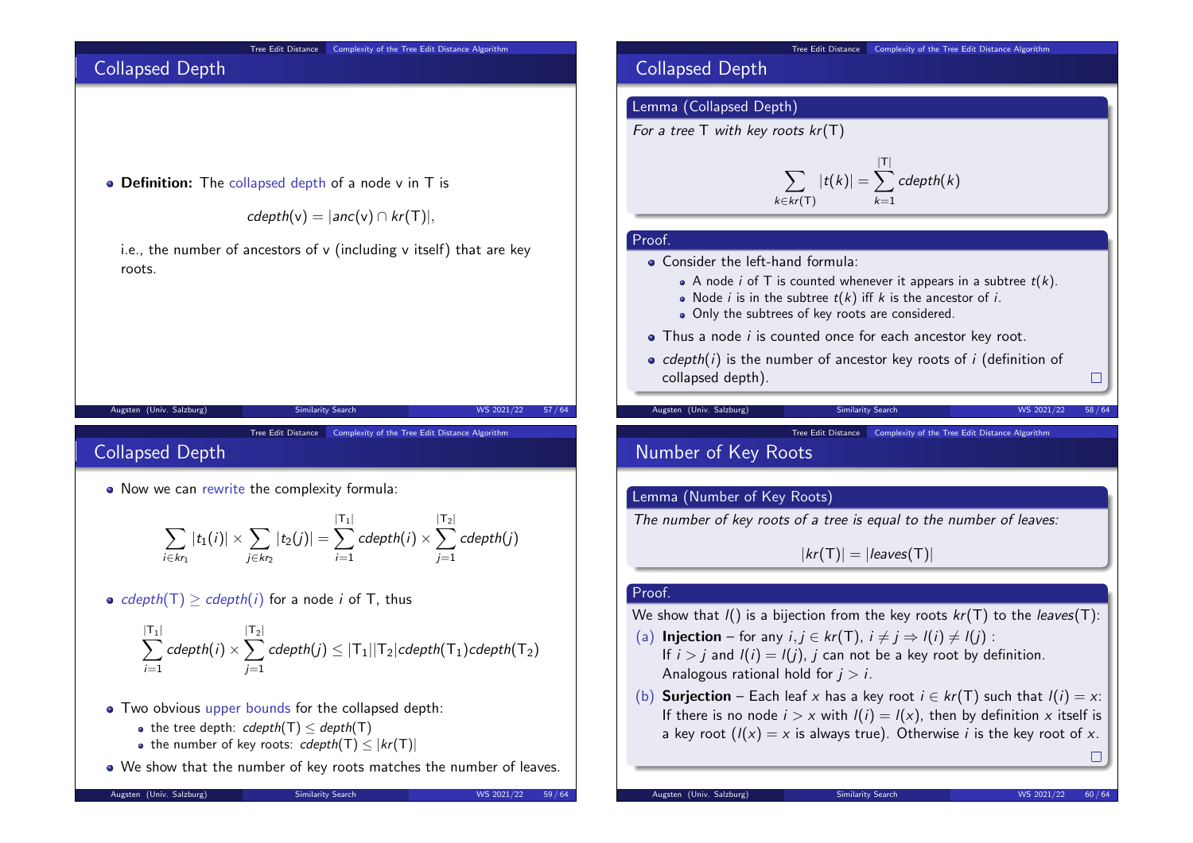## Collapsed Depth

- **Definition:** The collapsed depth of a node v in T is

$$cdepth(v) = |anc(v) \cap kr(T)|,$$

i.e., the number of ancestors of v (including v itself) that are key roots.

## Collapsed Depth

**Lemma (Collapsed Depth)**

*For a tree T with key roots $kr(T)$*

$$\sum_{k \in kr(T)} |t(k)| = \sum_{k=1}^{|T|} cdepth(k)$$

**Proof.**

- Consider the left-hand formula:
  - A node $i$ of T is counted whenever it appears in a subtree $t(k)$.
  - Node $i$ is in the subtree $t(k)$ iff $k$ is the ancestor of $i$.
  - Only the subtrees of key roots are considered.
- Thus a node $i$ is counted once for each ancestor key root.
- $cdepth(i)$ is the number of ancestor key roots of $i$ (definition of collapsed depth). □

## Collapsed Depth

- Now we can rewrite the complexity formula:

$$\sum_{i \in kr_1} |t_1(i)| \times \sum_{j \in kr_2} |t_2(j)| = \sum_{i=1}^{|T_1|} cdepth(i) \times \sum_{j=1}^{|T_2|} cdepth(j)$$

- $cdepth(T) \geq cdepth(i)$ for a node $i$ of T, thus

$$\sum_{i=1}^{|T_1|} cdepth(i) \times \sum_{j=1}^{|T_2|} cdepth(j) \leq |T_1||T_2| cdepth(T_1) cdepth(T_2)$$

- Two obvious upper bounds for the collapsed depth:
  - the tree depth: $cdepth(T) \leq depth(T)$
  - the number of key roots: $cdepth(T) \leq |kr(T)|$
- We show that the number of key roots matches the number of leaves.

## Number of Key Roots

**Lemma (Number of Key Roots)**

*The number of key roots of a tree is equal to the number of leaves:*

$$|kr(T)| = |leaves(T)|$$

**Proof.**

We show that $l()$ is a bijection from the key roots $kr(T)$ to the $leaves(T)$:

(a) **Injection** – for any $i, j \in kr(T)$, $i \neq j \Rightarrow l(i) \neq l(j)$ :
If $i > j$ and $l(i) = l(j)$, $j$ can not be a key root by definition.
Analogous rational hold for $j > i$.

(b) **Surjection** – Each leaf $x$ has a key root $i \in kr(T)$ such that $l(i) = x$:
If there is no node $i > x$ with $l(i) = l(x)$, then by definition $x$ itself is a key root ($l(x) = x$ is always true). Otherwise $i$ is the key root of $x$. □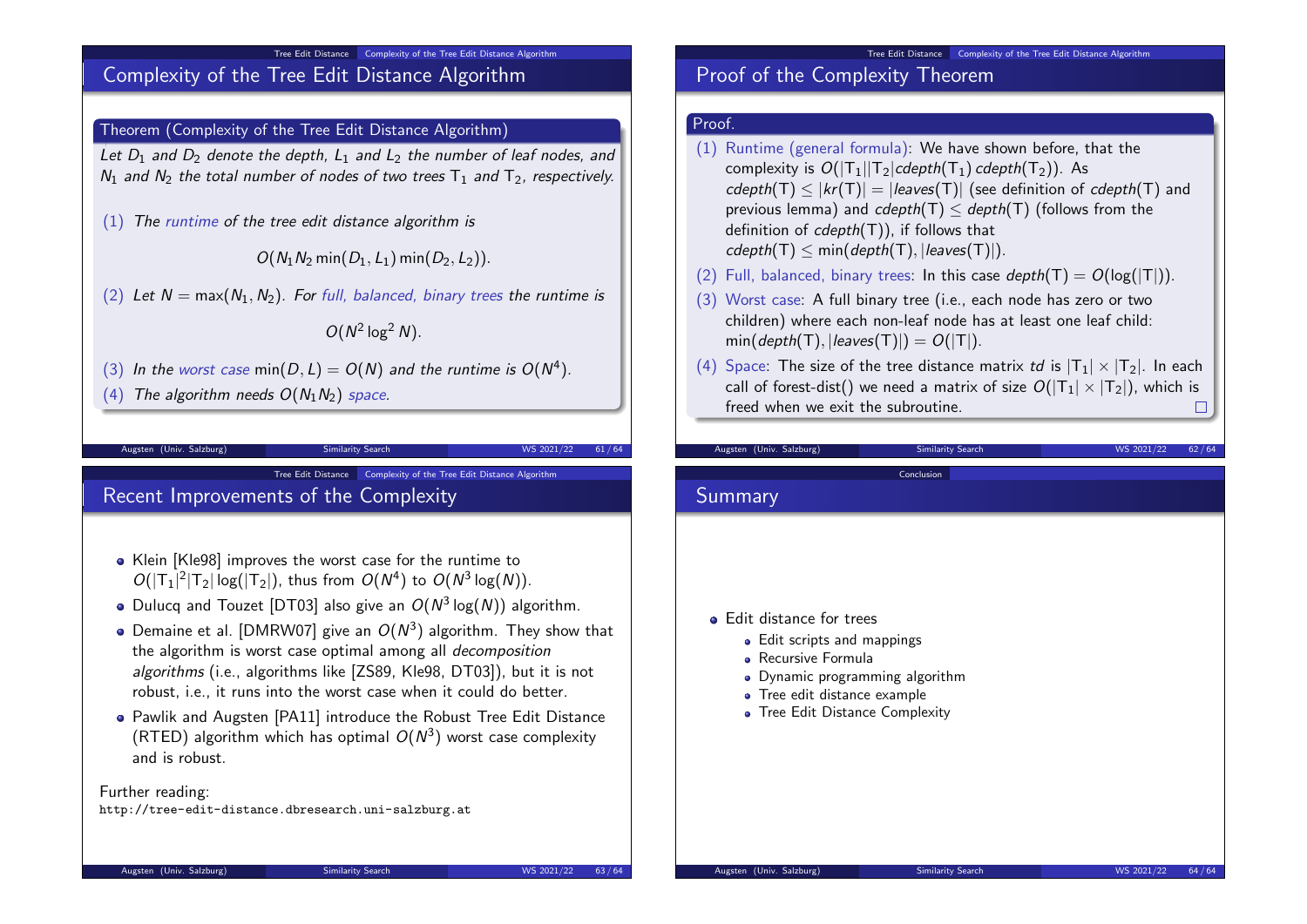## Complexity of the Tree Edit Distance Algorithm

**Theorem (Complexity of the Tree Edit Distance Algorithm)**

*Let $D_1$ and $D_2$ denote the depth, $L_1$ and $L_2$ the number of leaf nodes, and $N_1$ and $N_2$ the total number of nodes of two trees $T_1$ and $T_2$, respectively.*

(1) *The runtime of the tree edit distance algorithm is*

$$O(N_1 N_2 \min(D_1, L_1) \min(D_2, L_2)).$$

(2) *Let $N = \max(N_1, N_2)$. For full, balanced, binary trees the runtime is*

$$O(N^2 \log^2 N).$$

(3) *In the worst case $\min(D, L) = O(N)$ and the runtime is $O(N^4)$.*

(4) *The algorithm needs $O(N_1 N_2)$ space.*

## Proof of the Complexity Theorem

**Proof.**

(1) Runtime (general formula): We have shown before, that the complexity is $O(|T_1||T_2|cdepth(T_1)\, cdepth(T_2))$. As $cdepth(T) \leq |kr(T)| = |leaves(T)|$ (see definition of $cdepth(T)$ and previous lemma) and $cdepth(T) \leq depth(T)$ (follows from the definition of $cdepth(T)$), if follows that $cdepth(T) \leq \min(depth(T), |leaves(T)|)$.

(2) Full, balanced, binary trees: In this case $depth(T) = O(\log(|T|))$.

(3) Worst case: A full binary tree (i.e., each node has zero or two children) where each non-leaf node has at least one leaf child: $\min(depth(T), |leaves(T)|) = O(|T|)$.

(4) Space: The size of the tree distance matrix $td$ is $|T_1| \times |T_2|$. In each call of forest-dist() we need a matrix of size $O(|T_1| \times |T_2|)$, which is freed when we exit the subroutine. □

## Recent Improvements of the Complexity

- Klein [Kle98] improves the worst case for the runtime to $O(|T_1|^2|T_2|\log(|T_2|)$, thus from $O(N^4)$ to $O(N^3 \log(N))$.
- Dulucq and Touzet [DT03] also give an $O(N^3 \log(N))$ algorithm.
- Demaine et al. [DMRW07] give an $O(N^3)$ algorithm. They show that the algorithm is worst case optimal among all *decomposition algorithms* (i.e., algorithms like [ZS89, Kle98, DT03]), but it is not robust, i.e., it runs into the worst case when it could do better.
- Pawlik and Augsten [PA11] introduce the Robust Tree Edit Distance (RTED) algorithm which has optimal $O(N^3)$ worst case complexity and is robust.

Further reading:
`http://tree-edit-distance.dbresearch.uni-salzburg.at`

## Summary

- Edit distance for trees
  - Edit scripts and mappings
  - Recursive Formula
  - Dynamic programming algorithm
  - Tree edit distance example
  - Tree Edit Distance Complexity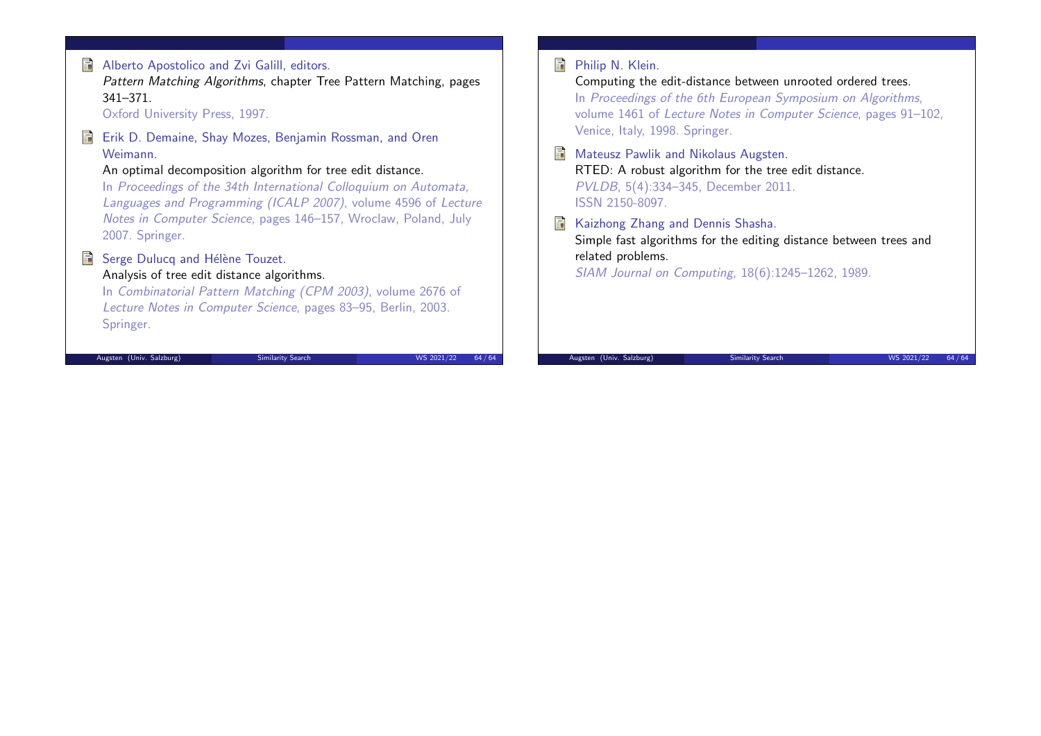- Alberto Apostolico and Zvi Galill, editors.
  *Pattern Matching Algorithms*, chapter Tree Pattern Matching, pages 341–371.
  Oxford University Press, 1997.

- Erik D. Demaine, Shay Mozes, Benjamin Rossman, and Oren Weimann.
  An optimal decomposition algorithm for tree edit distance.
  In *Proceedings of the 34th International Colloquium on Automata, Languages and Programming (ICALP 2007)*, volume 4596 of *Lecture Notes in Computer Science*, pages 146–157, Wroclaw, Poland, July 2007. Springer.

- Serge Dulucq and Hélène Touzet.
  Analysis of tree edit distance algorithms.
  In *Combinatorial Pattern Matching (CPM 2003)*, volume 2676 of *Lecture Notes in Computer Science*, pages 83–95, Berlin, 2003. Springer.

- Philip N. Klein.
  Computing the edit-distance between unrooted ordered trees.
  In *Proceedings of the 6th European Symposium on Algorithms*, volume 1461 of *Lecture Notes in Computer Science*, pages 91–102, Venice, Italy, 1998. Springer.

- Mateusz Pawlik and Nikolaus Augsten.
  RTED: A robust algorithm for the tree edit distance.
  *PVLDB*, 5(4):334–345, December 2011.
  ISSN 2150-8097.

- Kaizhong Zhang and Dennis Shasha.
  Simple fast algorithms for the editing distance between trees and related problems.
  *SIAM Journal on Computing*, 18(6):1245–1262, 1989.